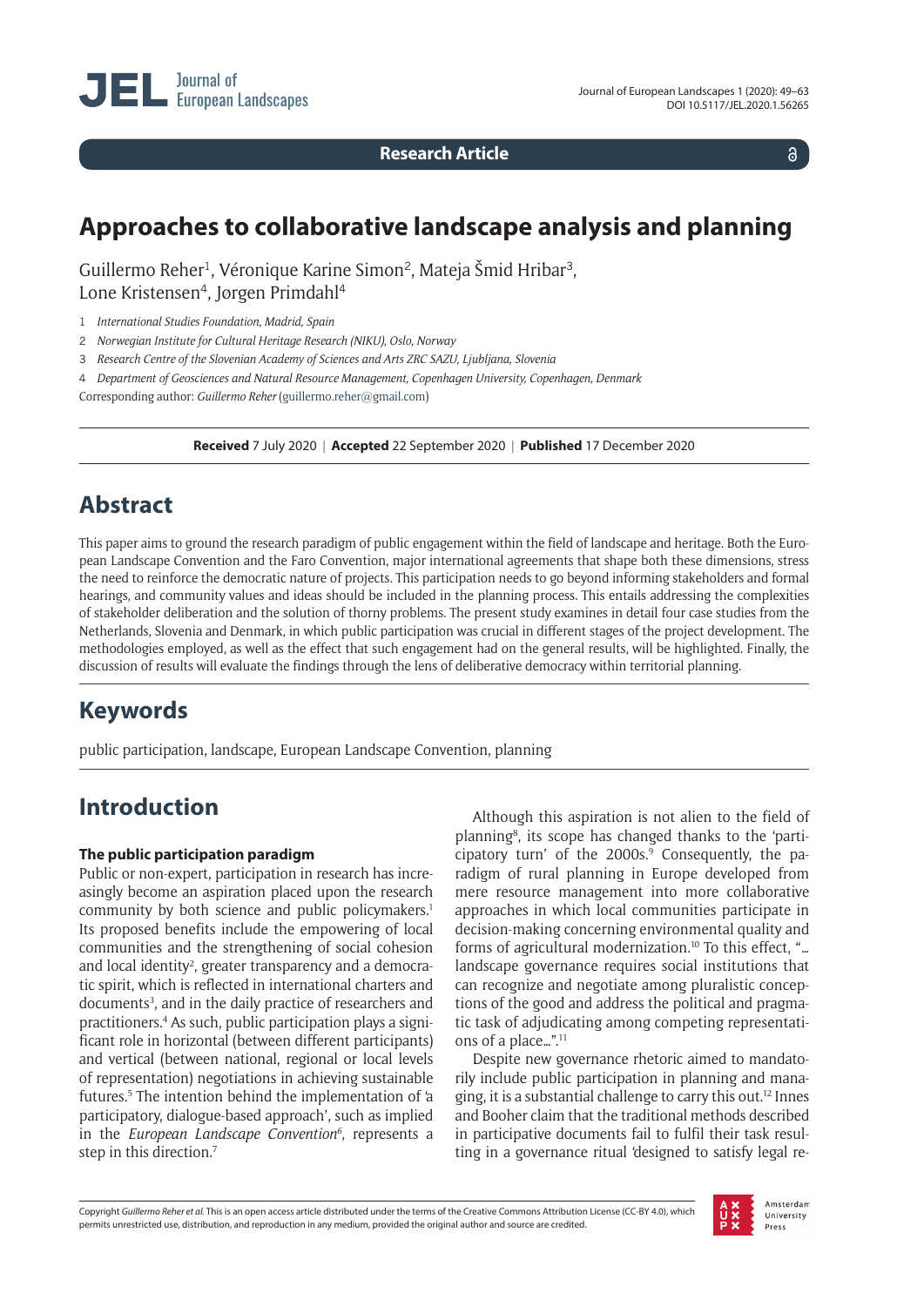Research Article

# Approaches to collaborative landscape analysis and planning

Guillermo Reher[1], Véronique Karine Simon[2], Mateja Šmid Hribar[3], Lone Kristensen[4], Jørgen Primdahl[4]

1 *International Studies Foundation, Madrid, Spain*

2 *Norwegian Institute for Cultural Heritage Research (NIKU), Oslo, Norway*

3 *Research Centre of the Slovenian Academy of Sciences and Arts ZRC SAZU, Ljubljana, Slovenia*

4 *Department of Geosciences and Natural Resource Management, Copenhagen University, Copenhagen, Denmark*

Corresponding author: *Guillermo Reher* (guillermo.reher@gmail.com)

**Received** 7 July 2020 | **Accepted** 22 September 2020 | **Published** 17 December 2020

## Abstract

This paper aims to ground the research paradigm of public engagement within the field of landscape and heritage. Both the European Landscape Convention and the Faro Convention, major international agreements that shape both these dimensions, stress the need to reinforce the democratic nature of projects. This participation needs to go beyond informing stakeholders and formal hearings, and community values and ideas should be included in the planning process. This entails addressing the complexities of stakeholder deliberation and the solution of thorny problems. The present study examines in detail four case studies from the Netherlands, Slovenia and Denmark, in which public participation was crucial in different stages of the project development. The methodologies employed, as well as the effect that such engagement had on the general results, will be highlighted. Finally, the discussion of results will evaluate the findings through the lens of deliberative democracy within territorial planning.

## Keywords

public participation, landscape, European Landscape Convention, planning

## Introduction

### The public participation paradigm

Public or non-expert, participation in research has increasingly become an aspiration placed upon the research community by both science and public policymakers.[1] Its proposed benefits include the empowering of local communities and the strengthening of social cohesion and local identity[2], greater transparency and a democratic spirit, which is reflected in international charters and documents[3], and in the daily practice of researchers and practitioners.[4] As such, public participation plays a significant role in horizontal (between different participants) and vertical (between national, regional or local levels of representation) negotiations in achieving sustainable futures.[5] The intention behind the implementation of 'a participatory, dialogue-based approach', such as implied in the *European Landscape Convention*[6], represents a step in this direction.[7]

Although this aspiration is not alien to the field of planning[8], its scope has changed thanks to the 'participatory turn' of the 2000s.[9] Consequently, the paradigm of rural planning in Europe developed from mere resource management into more collaborative approaches in which local communities participate in decision-making concerning environmental quality and forms of agricultural modernization.[10] To this effect, "… landscape governance requires social institutions that can recognize and negotiate among pluralistic conceptions of the good and address the political and pragmatic task of adjudicating among competing representations of a place…".[11]

Despite new governance rhetoric aimed to mandatorily include public participation in planning and managing, it is a substantial challenge to carry this out.[12] Innes and Booher claim that the traditional methods described in participative documents fail to fulfil their task resulting in a governance ritual 'designed to satisfy legal re-

Copyright *Guillermo Reher et al.* This is an open access article distributed under the terms of the Creative Commons Attribution License (CC-BY 4.0), which permits unrestricted use, distribution, and reproduction in any medium, provided the original author and source are credited.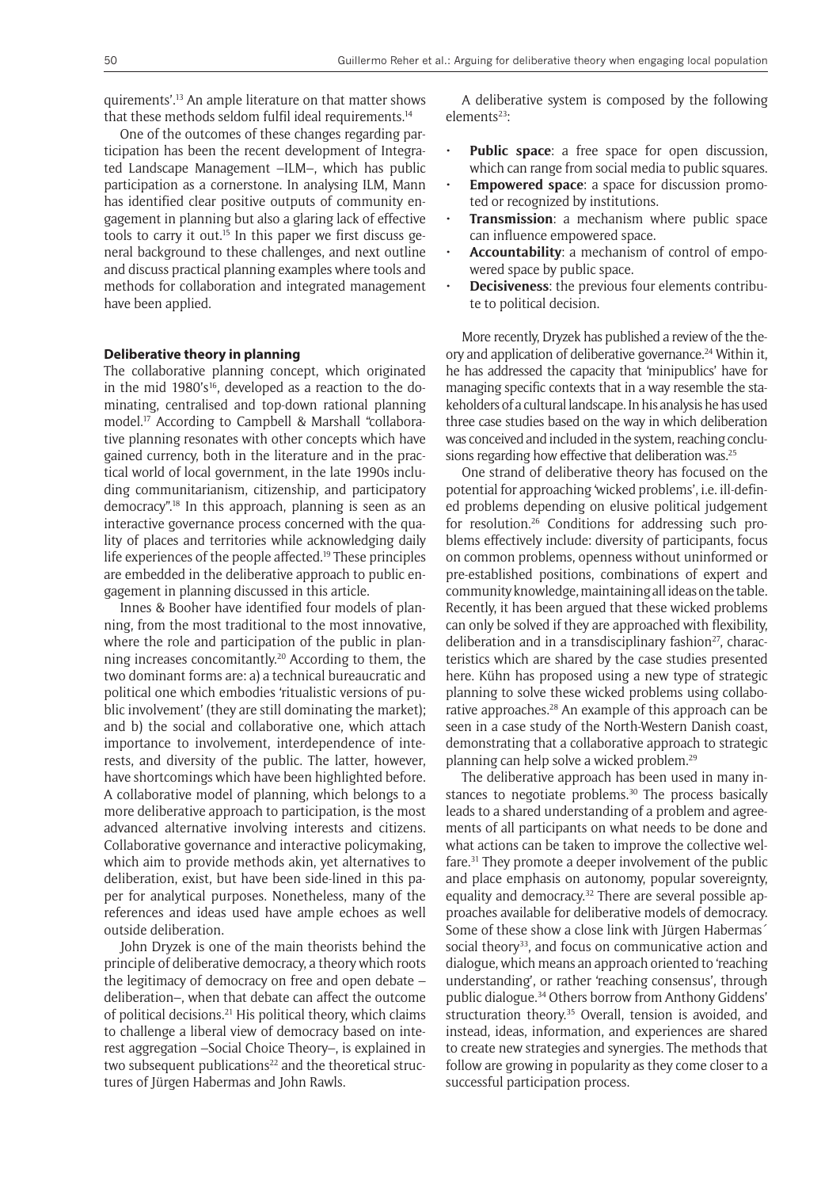quirements'.[13] An ample literature on that matter shows that these methods seldom fulfil ideal requirements.[14]

One of the outcomes of these changes regarding participation has been the recent development of Integrated Landscape Management –ILM–, which has public participation as a cornerstone. In analysing ILM, Mann has identified clear positive outputs of community engagement in planning but also a glaring lack of effective tools to carry it out.[15] In this paper we first discuss general background to these challenges, and next outline and discuss practical planning examples where tools and methods for collaboration and integrated management have been applied.

## Deliberative theory in planning

The collaborative planning concept, which originated in the mid 1980's[16], developed as a reaction to the dominating, centralised and top-down rational planning model.[17] According to Campbell & Marshall "collaborative planning resonates with other concepts which have gained currency, both in the literature and in the practical world of local government, in the late 1990s including communitarianism, citizenship, and participatory democracy".[18] In this approach, planning is seen as an interactive governance process concerned with the quality of places and territories while acknowledging daily life experiences of the people affected.[19] These principles are embedded in the deliberative approach to public engagement in planning discussed in this article.

Innes & Booher have identified four models of planning, from the most traditional to the most innovative, where the role and participation of the public in planning increases concomitantly.[20] According to them, the two dominant forms are: a) a technical bureaucratic and political one which embodies 'ritualistic versions of public involvement' (they are still dominating the market); and b) the social and collaborative one, which attach importance to involvement, interdependence of interests, and diversity of the public. The latter, however, have shortcomings which have been highlighted before. A collaborative model of planning, which belongs to a more deliberative approach to participation, is the most advanced alternative involving interests and citizens. Collaborative governance and interactive policymaking, which aim to provide methods akin, yet alternatives to deliberation, exist, but have been side-lined in this paper for analytical purposes. Nonetheless, many of the references and ideas used have ample echoes as well outside deliberation.

John Dryzek is one of the main theorists behind the principle of deliberative democracy, a theory which roots the legitimacy of democracy on free and open debate –deliberation–, when that debate can affect the outcome of political decisions.[21] His political theory, which claims to challenge a liberal view of democracy based on interest aggregation –Social Choice Theory–, is explained in two subsequent publications[22] and the theoretical structures of Jürgen Habermas and John Rawls.

A deliberative system is composed by the following elements[23]:

- **Public space**: a free space for open discussion, which can range from social media to public squares.
- **Empowered space**: a space for discussion promoted or recognized by institutions.
- **Transmission**: a mechanism where public space can influence empowered space.
- **Accountability**: a mechanism of control of empowered space by public space.
- **Decisiveness**: the previous four elements contribute to political decision.

More recently, Dryzek has published a review of the theory and application of deliberative governance.[24] Within it, he has addressed the capacity that 'minipublics' have for managing specific contexts that in a way resemble the stakeholders of a cultural landscape. In his analysis he has used three case studies based on the way in which deliberation was conceived and included in the system, reaching conclusions regarding how effective that deliberation was.[25]

One strand of deliberative theory has focused on the potential for approaching 'wicked problems', i.e. ill-defined problems depending on elusive political judgement for resolution.[26] Conditions for addressing such problems effectively include: diversity of participants, focus on common problems, openness without uninformed or pre-established positions, combinations of expert and community knowledge, maintaining all ideas on the table. Recently, it has been argued that these wicked problems can only be solved if they are approached with flexibility, deliberation and in a transdisciplinary fashion[27], characteristics which are shared by the case studies presented here. Kühn has proposed using a new type of strategic planning to solve these wicked problems using collaborative approaches.[28] An example of this approach can be seen in a case study of the North-Western Danish coast, demonstrating that a collaborative approach to strategic planning can help solve a wicked problem.[29]

The deliberative approach has been used in many instances to negotiate problems.[30] The process basically leads to a shared understanding of a problem and agreements of all participants on what needs to be done and what actions can be taken to improve the collective welfare.[31] They promote a deeper involvement of the public and place emphasis on autonomy, popular sovereignty, equality and democracy.[32] There are several possible approaches available for deliberative models of democracy. Some of these show a close link with Jürgen Habermas´ social theory[33], and focus on communicative action and dialogue, which means an approach oriented to 'reaching understanding', or rather 'reaching consensus', through public dialogue.[34] Others borrow from Anthony Giddens' structuration theory.[35] Overall, tension is avoided, and instead, ideas, information, and experiences are shared to create new strategies and synergies. The methods that follow are growing in popularity as they come closer to a successful participation process.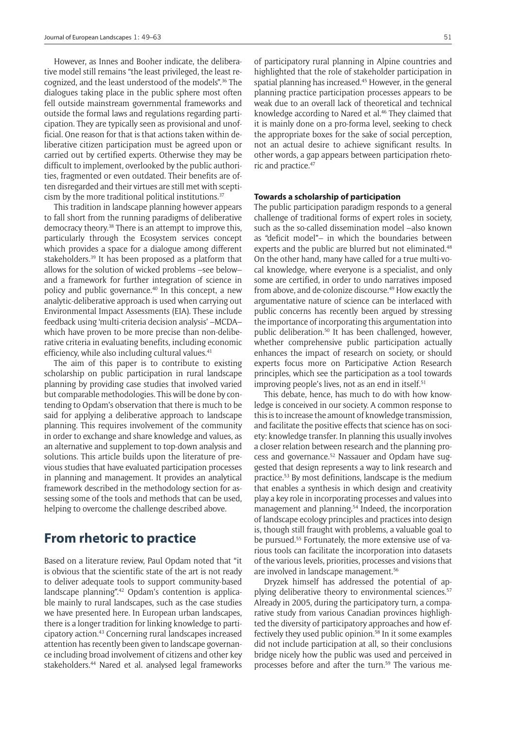However, as Innes and Booher indicate, the deliberative model still remains "the least privileged, the least recognized, and the least understood of the models".[36] The dialogues taking place in the public sphere most often fell outside mainstream governmental frameworks and outside the formal laws and regulations regarding participation. They are typically seen as provisional and unofficial. One reason for that is that actions taken within deliberative citizen participation must be agreed upon or carried out by certified experts. Otherwise they may be difficult to implement, overlooked by the public authorities, fragmented or even outdated. Their benefits are often disregarded and their virtues are still met with scepticism by the more traditional political institutions.[37]

This tradition in landscape planning however appears to fall short from the running paradigms of deliberative democracy theory.[38] There is an attempt to improve this, particularly through the Ecosystem services concept which provides a space for a dialogue among different stakeholders.[39] It has been proposed as a platform that allows for the solution of wicked problems –see below– and a framework for further integration of science in policy and public governance.[40] In this concept, a new analytic-deliberative approach is used when carrying out Environmental Impact Assessments (EIA). These include feedback using 'multi-criteria decision analysis' –MCDA– which have proven to be more precise than non-deliberative criteria in evaluating benefits, including economic efficiency, while also including cultural values.[41]

The aim of this paper is to contribute to existing scholarship on public participation in rural landscape planning by providing case studies that involved varied but comparable methodologies. This will be done by contending to Opdam's observation that there is much to be said for applying a deliberative approach to landscape planning. This requires involvement of the community in order to exchange and share knowledge and values, as an alternative and supplement to top-down analysis and solutions. This article builds upon the literature of previous studies that have evaluated participation processes in planning and management. It provides an analytical framework described in the methodology section for assessing some of the tools and methods that can be used, helping to overcome the challenge described above.

## From rhetoric to practice

Based on a literature review, Paul Opdam noted that "it is obvious that the scientific state of the art is not ready to deliver adequate tools to support community-based landscape planning".[42] Opdam's contention is applicable mainly to rural landscapes, such as the case studies we have presented here. In European urban landscapes, there is a longer tradition for linking knowledge to participatory action.[43] Concerning rural landscapes increased attention has recently been given to landscape governance including broad involvement of citizens and other key stakeholders.[44] Nared et al. analysed legal frameworks of participatory rural planning in Alpine countries and highlighted that the role of stakeholder participation in spatial planning has increased.[45] However, in the general planning practice participation processes appears to be weak due to an overall lack of theoretical and technical knowledge according to Nared et al.[46] They claimed that it is mainly done on a pro-forma level, seeking to check the appropriate boxes for the sake of social perception, not an actual desire to achieve significant results. In other words, a gap appears between participation rhetoric and practice.[47]

### Towards a scholarship of participation

The public participation paradigm responds to a general challenge of traditional forms of expert roles in society, such as the so-called dissemination model –also known as "deficit model"– in which the boundaries between experts and the public are blurred but not eliminated.[48] On the other hand, many have called for a true multi-vocal knowledge, where everyone is a specialist, and only some are certified, in order to undo narratives imposed from above, and de-colonize discourse.[49] How exactly the argumentative nature of science can be interlaced with public concerns has recently been argued by stressing the importance of incorporating this argumentation into public deliberation.[50] It has been challenged, however, whether comprehensive public participation actually enhances the impact of research on society, or should experts focus more on Participative Action Research principles, which see the participation as a tool towards improving people's lives, not as an end in itself.[51]

This debate, hence, has much to do with how knowledge is conceived in our society. A common response to this is to increase the amount of knowledge transmission, and facilitate the positive effects that science has on society: knowledge transfer. In planning this usually involves a closer relation between research and the planning process and governance.[52] Nassauer and Opdam have suggested that design represents a way to link research and practice.[53] By most definitions, landscape is the medium that enables a synthesis in which design and creativity play a key role in incorporating processes and values into management and planning.[54] Indeed, the incorporation of landscape ecology principles and practices into design is, though still fraught with problems, a valuable goal to be pursued.[55] Fortunately, the more extensive use of various tools can facilitate the incorporation into datasets of the various levels, priorities, processes and visions that are involved in landscape management.[56]

Dryzek himself has addressed the potential of applying deliberative theory to environmental sciences.[57] Already in 2005, during the participatory turn, a comparative study from various Canadian provinces highlighted the diversity of participatory approaches and how effectively they used public opinion.[58] In it some examples did not include participation at all, so their conclusions bridge nicely how the public was used and perceived in processes before and after the turn.[59] The various me-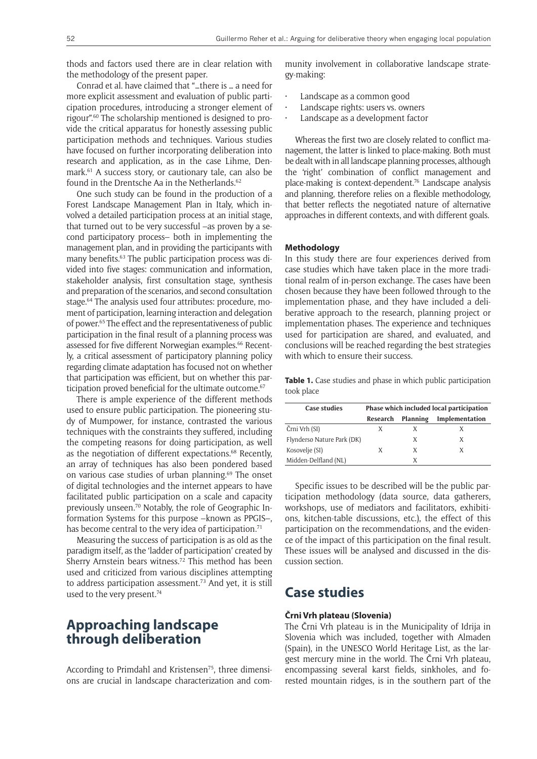thods and factors used there are in clear relation with the methodology of the present paper.

Conrad et al. have claimed that "…there is … a need for more explicit assessment and evaluation of public participation procedures, introducing a stronger element of rigour".[60] The scholarship mentioned is designed to provide the critical apparatus for honestly assessing public participation methods and techniques. Various studies have focused on further incorporating deliberation into research and application, as in the case Lihme, Denmark.[61] A success story, or cautionary tale, can also be found in the Drentsche Aa in the Netherlands.[62]

One such study can be found in the production of a Forest Landscape Management Plan in Italy, which involved a detailed participation process at an initial stage, that turned out to be very successful –as proven by a second participatory process– both in implementing the management plan, and in providing the participants with many benefits.[63] The public participation process was divided into five stages: communication and information, stakeholder analysis, first consultation stage, synthesis and preparation of the scenarios, and second consultation stage.[64] The analysis used four attributes: procedure, moment of participation, learning interaction and delegation of power.[65] The effect and the representativeness of public participation in the final result of a planning process was assessed for five different Norwegian examples.[66] Recently, a critical assessment of participatory planning policy regarding climate adaptation has focused not on whether that participation was efficient, but on whether this participation proved beneficial for the ultimate outcome.[67]

There is ample experience of the different methods used to ensure public participation. The pioneering study of Mumpower, for instance, contrasted the various techniques with the constraints they suffered, including the competing reasons for doing participation, as well as the negotiation of different expectations.[68] Recently, an array of techniques has also been pondered based on various case studies of urban planning.[69] The onset of digital technologies and the internet appears to have facilitated public participation on a scale and capacity previously unseen.[70] Notably, the role of Geographic Information Systems for this purpose –known as PPGIS–, has become central to the very idea of participation.[71]

Measuring the success of participation is as old as the paradigm itself, as the 'ladder of participation' created by Sherry Arnstein bears witness.[72] This method has been used and criticized from various disciplines attempting to address participation assessment.[73] And yet, it is still used to the very present.[74]

## Approaching landscape through deliberation

According to Primdahl and Kristensen[75], three dimensions are crucial in landscape characterization and community involvement in collaborative landscape strategy-making:

- Landscape as a common good
- Landscape rights: users vs. owners
- Landscape as a development factor

Whereas the first two are closely related to conflict management, the latter is linked to place-making. Both must be dealt with in all landscape planning processes, although the 'right' combination of conflict management and place-making is context-dependent.[76] Landscape analysis and planning, therefore relies on a flexible methodology, that better reflects the negotiated nature of alternative approaches in different contexts, and with different goals.

### Methodology

In this study there are four experiences derived from case studies which have taken place in the more traditional realm of in-person exchange. The cases have been chosen because they have been followed through to the implementation phase, and they have included a deliberative approach to the research, planning project or implementation phases. The experience and techniques used for participation are shared, and evaluated, and conclusions will be reached regarding the best strategies with which to ensure their success.

**Table 1.** Case studies and phase in which public participation took place

| Case studies | Phase which included local participation | | |
|---|---|---|---|
| | Research | Planning | Implementation |
| Črni Vrh (SI) | X | X | X |
| Flynderso Nature Park (DK) | | X | X |
| Kosovelje (SI) | X | X | X |
| Midden-Delfland (NL) | | X | |

Specific issues to be described will be the public participation methodology (data source, data gatherers, workshops, use of mediators and facilitators, exhibitions, kitchen-table discussions, etc.), the effect of this participation on the recommendations, and the evidence of the impact of this participation on the final result. These issues will be analysed and discussed in the discussion section.

## Case studies

### Črni Vrh plateau (Slovenia)

The Črni Vrh plateau is in the Municipality of Idrija in Slovenia which was included, together with Almaden (Spain), in the UNESCO World Heritage List, as the largest mercury mine in the world. The Črni Vrh plateau, encompassing several karst fields, sinkholes, and forested mountain ridges, is in the southern part of the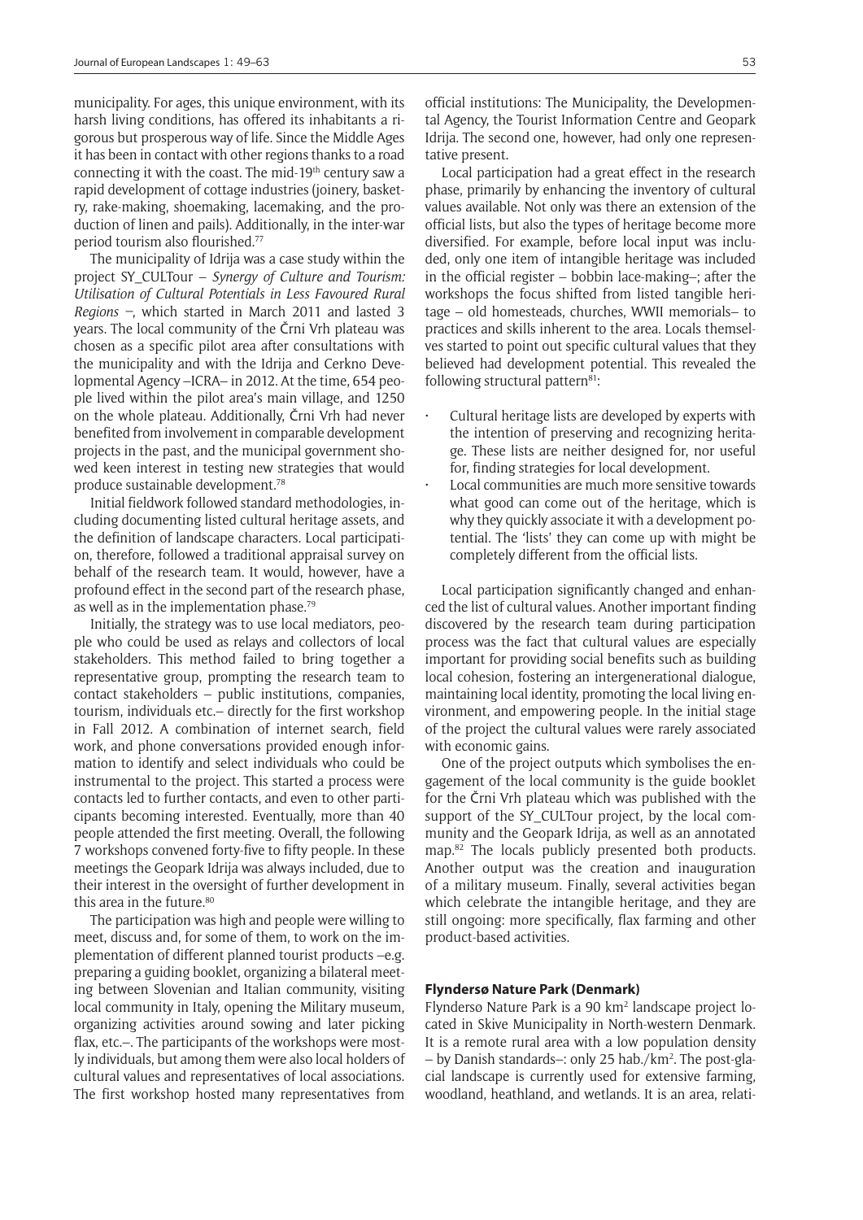municipality. For ages, this unique environment, with its harsh living conditions, has offered its inhabitants a rigorous but prosperous way of life. Since the Middle Ages it has been in contact with other regions thanks to a road connecting it with the coast. The mid-19th century saw a rapid development of cottage industries (joinery, basketry, rake-making, shoemaking, lacemaking, and the production of linen and pails). Additionally, in the inter-war period tourism also flourished.[77]

The municipality of Idrija was a case study within the project SY_CULTour – *Synergy of Culture and Tourism: Utilisation of Cultural Potentials in Less Favoured Rural Regions* –, which started in March 2011 and lasted 3 years. The local community of the Črni Vrh plateau was chosen as a specific pilot area after consultations with the municipality and with the Idrija and Cerkno Developmental Agency –ICRA– in 2012. At the time, 654 people lived within the pilot area's main village, and 1250 on the whole plateau. Additionally, Črni Vrh had never benefited from involvement in comparable development projects in the past, and the municipal government showed keen interest in testing new strategies that would produce sustainable development.[78]

Initial fieldwork followed standard methodologies, including documenting listed cultural heritage assets, and the definition of landscape characters. Local participation, therefore, followed a traditional appraisal survey on behalf of the research team. It would, however, have a profound effect in the second part of the research phase, as well as in the implementation phase.[79]

Initially, the strategy was to use local mediators, people who could be used as relays and collectors of local stakeholders. This method failed to bring together a representative group, prompting the research team to contact stakeholders – public institutions, companies, tourism, individuals etc.– directly for the first workshop in Fall 2012. A combination of internet search, field work, and phone conversations provided enough information to identify and select individuals who could be instrumental to the project. This started a process were contacts led to further contacts, and even to other participants becoming interested. Eventually, more than 40 people attended the first meeting. Overall, the following 7 workshops convened forty-five to fifty people. In these meetings the Geopark Idrija was always included, due to their interest in the oversight of further development in this area in the future.[80]

The participation was high and people were willing to meet, discuss and, for some of them, to work on the implementation of different planned tourist products –e.g. preparing a guiding booklet, organizing a bilateral meeting between Slovenian and Italian community, visiting local community in Italy, opening the Military museum, organizing activities around sowing and later picking flax, etc.–. The participants of the workshops were mostly individuals, but among them were also local holders of cultural values and representatives of local associations. The first workshop hosted many representatives from official institutions: The Municipality, the Developmental Agency, the Tourist Information Centre and Geopark Idrija. The second one, however, had only one representative present.

Local participation had a great effect in the research phase, primarily by enhancing the inventory of cultural values available. Not only was there an extension of the official lists, but also the types of heritage become more diversified. For example, before local input was included, only one item of intangible heritage was included in the official register – bobbin lace-making–; after the workshops the focus shifted from listed tangible heritage – old homesteads, churches, WWII memorials– to practices and skills inherent to the area. Locals themselves started to point out specific cultural values that they believed had development potential. This revealed the following structural pattern[81]:

- Cultural heritage lists are developed by experts with the intention of preserving and recognizing heritage. These lists are neither designed for, nor useful for, finding strategies for local development.
- Local communities are much more sensitive towards what good can come out of the heritage, which is why they quickly associate it with a development potential. The 'lists' they can come up with might be completely different from the official lists.

Local participation significantly changed and enhanced the list of cultural values. Another important finding discovered by the research team during participation process was the fact that cultural values are especially important for providing social benefits such as building local cohesion, fostering an intergenerational dialogue, maintaining local identity, promoting the local living environment, and empowering people. In the initial stage of the project the cultural values were rarely associated with economic gains.

One of the project outputs which symbolises the engagement of the local community is the guide booklet for the Črni Vrh plateau which was published with the support of the SY_CULTour project, by the local community and the Geopark Idrija, as well as an annotated map.[82] The locals publicly presented both products. Another output was the creation and inauguration of a military museum. Finally, several activities began which celebrate the intangible heritage, and they are still ongoing: more specifically, flax farming and other product-based activities.

### Flyndersø Nature Park (Denmark)

Flyndersø Nature Park is a 90 km$^2$ landscape project located in Skive Municipality in North-western Denmark. It is a remote rural area with a low population density – by Danish standards–: only 25 hab./km$^2$. The post-glacial landscape is currently used for extensive farming, woodland, heathland, and wetlands. It is an area, relati-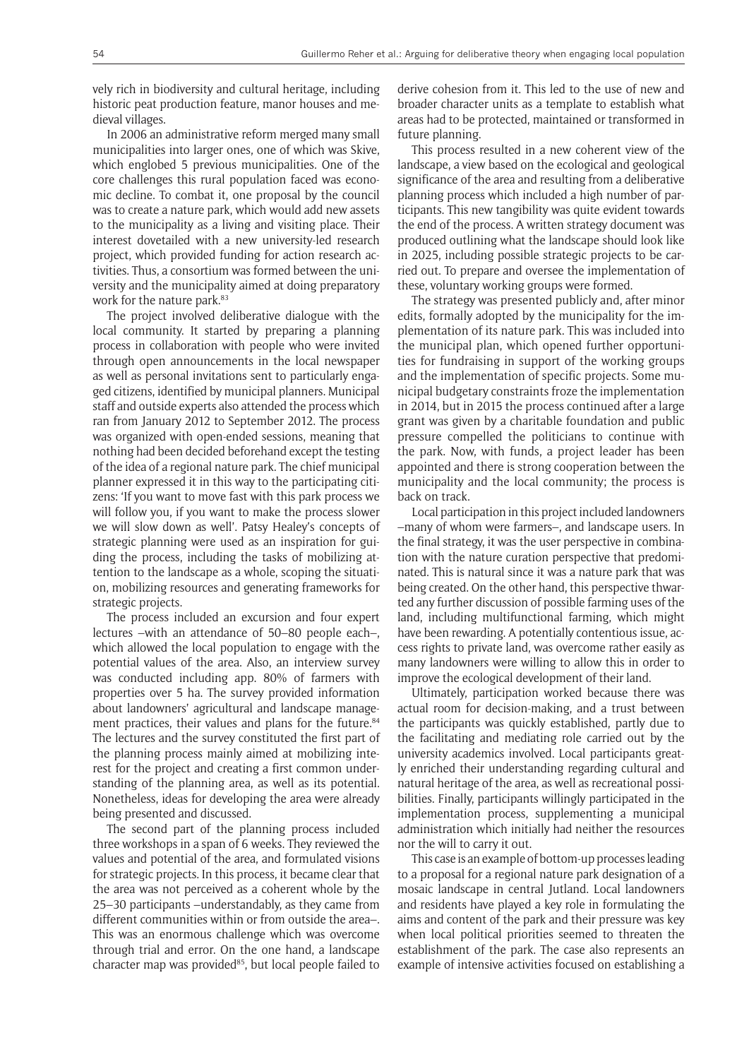vely rich in biodiversity and cultural heritage, including historic peat production feature, manor houses and medieval villages.

In 2006 an administrative reform merged many small municipalities into larger ones, one of which was Skive, which englobed 5 previous municipalities. One of the core challenges this rural population faced was economic decline. To combat it, one proposal by the council was to create a nature park, which would add new assets to the municipality as a living and visiting place. Their interest dovetailed with a new university-led research project, which provided funding for action research activities. Thus, a consortium was formed between the university and the municipality aimed at doing preparatory work for the nature park.[83]

The project involved deliberative dialogue with the local community. It started by preparing a planning process in collaboration with people who were invited through open announcements in the local newspaper as well as personal invitations sent to particularly engaged citizens, identified by municipal planners. Municipal staff and outside experts also attended the process which ran from January 2012 to September 2012. The process was organized with open-ended sessions, meaning that nothing had been decided beforehand except the testing of the idea of a regional nature park. The chief municipal planner expressed it in this way to the participating citizens: 'If you want to move fast with this park process we will follow you, if you want to make the process slower we will slow down as well'. Patsy Healey's concepts of strategic planning were used as an inspiration for guiding the process, including the tasks of mobilizing attention to the landscape as a whole, scoping the situation, mobilizing resources and generating frameworks for strategic projects.

The process included an excursion and four expert lectures –with an attendance of 50–80 people each–, which allowed the local population to engage with the potential values of the area. Also, an interview survey was conducted including app. 80% of farmers with properties over 5 ha. The survey provided information about landowners' agricultural and landscape management practices, their values and plans for the future.[84] The lectures and the survey constituted the first part of the planning process mainly aimed at mobilizing interest for the project and creating a first common understanding of the planning area, as well as its potential. Nonetheless, ideas for developing the area were already being presented and discussed.

The second part of the planning process included three workshops in a span of 6 weeks. They reviewed the values and potential of the area, and formulated visions for strategic projects. In this process, it became clear that the area was not perceived as a coherent whole by the 25–30 participants –understandably, as they came from different communities within or from outside the area–. This was an enormous challenge which was overcome through trial and error. On the one hand, a landscape character map was provided[85], but local people failed to derive cohesion from it. This led to the use of new and broader character units as a template to establish what areas had to be protected, maintained or transformed in future planning.

This process resulted in a new coherent view of the landscape, a view based on the ecological and geological significance of the area and resulting from a deliberative planning process which included a high number of participants. This new tangibility was quite evident towards the end of the process. A written strategy document was produced outlining what the landscape should look like in 2025, including possible strategic projects to be carried out. To prepare and oversee the implementation of these, voluntary working groups were formed.

The strategy was presented publicly and, after minor edits, formally adopted by the municipality for the implementation of its nature park. This was included into the municipal plan, which opened further opportunities for fundraising in support of the working groups and the implementation of specific projects. Some municipal budgetary constraints froze the implementation in 2014, but in 2015 the process continued after a large grant was given by a charitable foundation and public pressure compelled the politicians to continue with the park. Now, with funds, a project leader has been appointed and there is strong cooperation between the municipality and the local community; the process is back on track.

Local participation in this project included landowners –many of whom were farmers–, and landscape users. In the final strategy, it was the user perspective in combination with the nature curation perspective that predominated. This is natural since it was a nature park that was being created. On the other hand, this perspective thwarted any further discussion of possible farming uses of the land, including multifunctional farming, which might have been rewarding. A potentially contentious issue, access rights to private land, was overcome rather easily as many landowners were willing to allow this in order to improve the ecological development of their land.

Ultimately, participation worked because there was actual room for decision-making, and a trust between the participants was quickly established, partly due to the facilitating and mediating role carried out by the university academics involved. Local participants greatly enriched their understanding regarding cultural and natural heritage of the area, as well as recreational possibilities. Finally, participants willingly participated in the implementation process, supplementing a municipal administration which initially had neither the resources nor the will to carry it out.

This case is an example of bottom-up processes leading to a proposal for a regional nature park designation of a mosaic landscape in central Jutland. Local landowners and residents have played a key role in formulating the aims and content of the park and their pressure was key when local political priorities seemed to threaten the establishment of the park. The case also represents an example of intensive activities focused on establishing a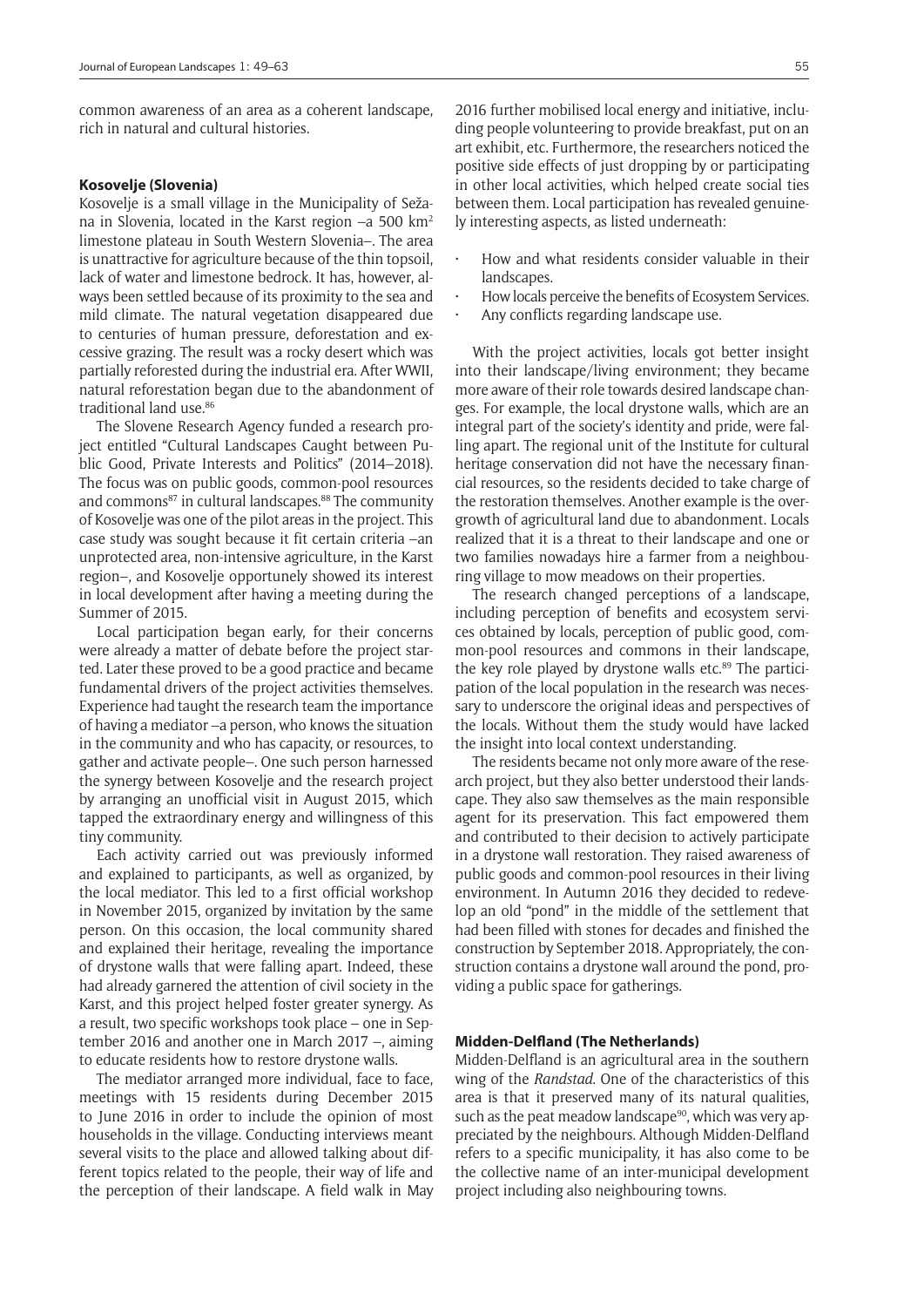common awareness of an area as a coherent landscape, rich in natural and cultural histories.

### Kosovelje (Slovenia)

Kosovelje is a small village in the Municipality of Sežana in Slovenia, located in the Karst region –a 500 km$^2$ limestone plateau in South Western Slovenia–. The area is unattractive for agriculture because of the thin topsoil, lack of water and limestone bedrock. It has, however, always been settled because of its proximity to the sea and mild climate. The natural vegetation disappeared due to centuries of human pressure, deforestation and excessive grazing. The result was a rocky desert which was partially reforested during the industrial era. After WWII, natural reforestation began due to the abandonment of traditional land use.[86]

The Slovene Research Agency funded a research project entitled "Cultural Landscapes Caught between Public Good, Private Interests and Politics" (2014–2018). The focus was on public goods, common-pool resources and commons[87] in cultural landscapes.[88] The community of Kosovelje was one of the pilot areas in the project. This case study was sought because it fit certain criteria –an unprotected area, non-intensive agriculture, in the Karst region–, and Kosovelje opportunely showed its interest in local development after having a meeting during the Summer of 2015.

Local participation began early, for their concerns were already a matter of debate before the project started. Later these proved to be a good practice and became fundamental drivers of the project activities themselves. Experience had taught the research team the importance of having a mediator –a person, who knows the situation in the community and who has capacity, or resources, to gather and activate people–. One such person harnessed the synergy between Kosovelje and the research project by arranging an unofficial visit in August 2015, which tapped the extraordinary energy and willingness of this tiny community.

Each activity carried out was previously informed and explained to participants, as well as organized, by the local mediator. This led to a first official workshop in November 2015, organized by invitation by the same person. On this occasion, the local community shared and explained their heritage, revealing the importance of drystone walls that were falling apart. Indeed, these had already garnered the attention of civil society in the Karst, and this project helped foster greater synergy. As a result, two specific workshops took place – one in September 2016 and another one in March 2017 –, aiming to educate residents how to restore drystone walls.

The mediator arranged more individual, face to face, meetings with 15 residents during December 2015 to June 2016 in order to include the opinion of most households in the village. Conducting interviews meant several visits to the place and allowed talking about different topics related to the people, their way of life and the perception of their landscape. A field walk in May 2016 further mobilised local energy and initiative, including people volunteering to provide breakfast, put on an art exhibit, etc. Furthermore, the researchers noticed the positive side effects of just dropping by or participating in other local activities, which helped create social ties between them. Local participation has revealed genuinely interesting aspects, as listed underneath:

- How and what residents consider valuable in their landscapes.
- How locals perceive the benefits of Ecosystem Services.
- Any conflicts regarding landscape use.

With the project activities, locals got better insight into their landscape/living environment; they became more aware of their role towards desired landscape changes. For example, the local drystone walls, which are an integral part of the society's identity and pride, were falling apart. The regional unit of the Institute for cultural heritage conservation did not have the necessary financial resources, so the residents decided to take charge of the restoration themselves. Another example is the overgrowth of agricultural land due to abandonment. Locals realized that it is a threat to their landscape and one or two families nowadays hire a farmer from a neighbouring village to mow meadows on their properties.

The research changed perceptions of a landscape, including perception of benefits and ecosystem services obtained by locals, perception of public good, common-pool resources and commons in their landscape, the key role played by drystone walls etc.[89] The participation of the local population in the research was necessary to underscore the original ideas and perspectives of the locals. Without them the study would have lacked the insight into local context understanding.

The residents became not only more aware of the research project, but they also better understood their landscape. They also saw themselves as the main responsible agent for its preservation. This fact empowered them and contributed to their decision to actively participate in a drystone wall restoration. They raised awareness of public goods and common-pool resources in their living environment. In Autumn 2016 they decided to redevelop an old "pond" in the middle of the settlement that had been filled with stones for decades and finished the construction by September 2018. Appropriately, the construction contains a drystone wall around the pond, providing a public space for gatherings.

### Midden-Delfland (The Netherlands)

Midden-Delfland is an agricultural area in the southern wing of the *Randstad*. One of the characteristics of this area is that it preserved many of its natural qualities, such as the peat meadow landscape[90], which was very appreciated by the neighbours. Although Midden-Delfland refers to a specific municipality, it has also come to be the collective name of an inter-municipal development project including also neighbouring towns.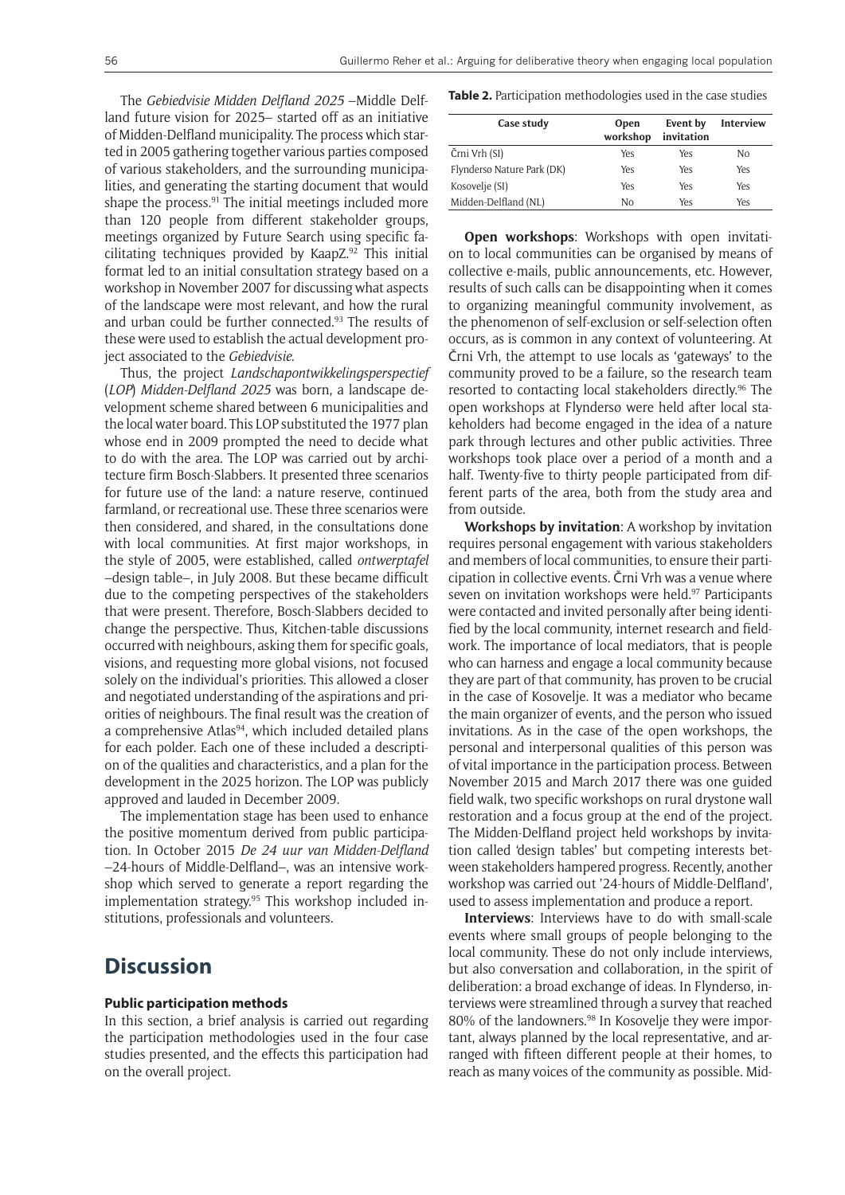The *Gebiedsvisie Midden Delfland 2025* –Middle Delfland future vision for 2025– started off as an initiative of Midden-Delfland municipality. The process which started in 2005 gathering together various parties composed of various stakeholders, and the surrounding municipalities, and generating the starting document that would shape the process.[91] The initial meetings included more than 120 people from different stakeholder groups, meetings organized by Future Search using specific facilitating techniques provided by KaapZ.[92] This initial format led to an initial consultation strategy based on a workshop in November 2007 for discussing what aspects of the landscape were most relevant, and how the rural and urban could be further connected.[93] The results of these were used to establish the actual development project associated to the *Gebiedsvisie*.

Thus, the project *Landschapontwikkelingsperspectief* (*LOP*) *Midden-Delfland 2025* was born, a landscape development scheme shared between 6 municipalities and the local water board. This LOP substituted the 1977 plan whose end in 2009 prompted the need to decide what to do with the area. The LOP was carried out by architecture firm Bosch-Slabbers. It presented three scenarios for future use of the land: a nature reserve, continued farmland, or recreational use. These three scenarios were then considered, and shared, in the consultations done with local communities. At first major workshops, in the style of 2005, were established, called *ontwerptafel* –design table–, in July 2008. But these became difficult due to the competing perspectives of the stakeholders that were present. Therefore, Bosch-Slabbers decided to change the perspective. Thus, Kitchen-table discussions occurred with neighbours, asking them for specific goals, visions, and requesting more global visions, not focused solely on the individual's priorities. This allowed a closer and negotiated understanding of the aspirations and priorities of neighbours. The final result was the creation of a comprehensive Atlas[94], which included detailed plans for each polder. Each one of these included a description of the qualities and characteristics, and a plan for the development in the 2025 horizon. The LOP was publicly approved and lauded in December 2009.

The implementation stage has been used to enhance the positive momentum derived from public participation. In October 2015 *De 24 uur van Midden-Delfland* –24-hours of Middle-Delfland–, was an intensive workshop which served to generate a report regarding the implementation strategy.[95] This workshop included institutions, professionals and volunteers.

# Discussion

### Public participation methods

In this section, a brief analysis is carried out regarding the participation methodologies used in the four case studies presented, and the effects this participation had on the overall project.

**Table 2.** Participation methodologies used in the case studies

| Case study | Open workshop | Event by invitation | Interview |
|---|---|---|---|
| Črni Vrh (SI) | Yes | Yes | No |
| Flynderso Nature Park (DK) | Yes | Yes | Yes |
| Kosovelje (SI) | Yes | Yes | Yes |
| Midden-Delfland (NL) | No | Yes | Yes |

**Open workshops**: Workshops with open invitation to local communities can be organised by means of collective e-mails, public announcements, etc. However, results of such calls can be disappointing when it comes to organizing meaningful community involvement, as the phenomenon of self-exclusion or self-selection often occurs, as is common in any context of volunteering. At Črni Vrh, the attempt to use locals as 'gateways' to the community proved to be a failure, so the research team resorted to contacting local stakeholders directly.[96] The open workshops at Flyndersø were held after local stakeholders had become engaged in the idea of a nature park through lectures and other public activities. Three workshops took place over a period of a month and a half. Twenty-five to thirty people participated from different parts of the area, both from the study area and from outside.

**Workshops by invitation**: A workshop by invitation requires personal engagement with various stakeholders and members of local communities, to ensure their participation in collective events. Črni Vrh was a venue where seven on invitation workshops were held.[97] Participants were contacted and invited personally after being identified by the local community, internet research and fieldwork. The importance of local mediators, that is people who can harness and engage a local community because they are part of that community, has proven to be crucial in the case of Kosovelje. It was a mediator who became the main organizer of events, and the person who issued invitations. As in the case of the open workshops, the personal and interpersonal qualities of this person was of vital importance in the participation process. Between November 2015 and March 2017 there was one guided field walk, two specific workshops on rural drystone wall restoration and a focus group at the end of the project. The Midden-Delfland project held workshops by invitation called 'design tables' but competing interests between stakeholders hampered progress. Recently, another workshop was carried out '24-hours of Middle-Delfland', used to assess implementation and produce a report.

**Interviews**: Interviews have to do with small-scale events where small groups of people belonging to the local community. These do not only include interviews, but also conversation and collaboration, in the spirit of deliberation: a broad exchange of ideas. In Flyndersø, interviews were streamlined through a survey that reached 80% of the landowners.[98] In Kosovelje they were important, always planned by the local representative, and arranged with fifteen different people at their homes, to reach as many voices of the community as possible. Mid-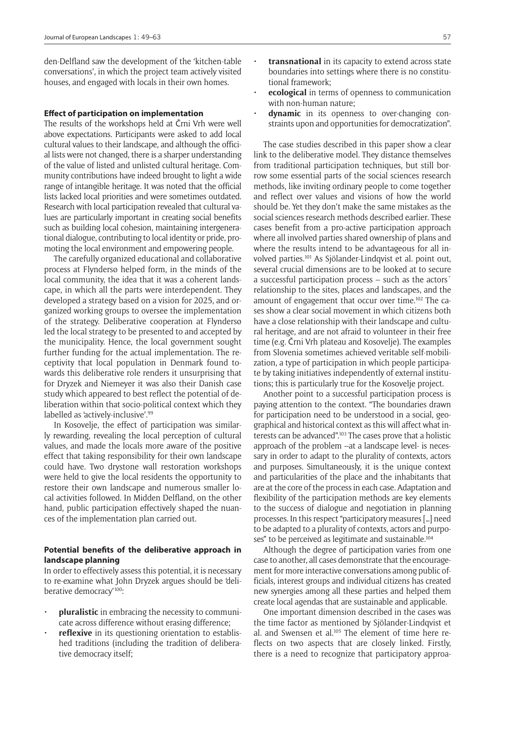den-Delfland saw the development of the 'kitchen-table conversations', in which the project team actively visited houses, and engaged with locals in their own homes.

### Effect of participation on implementation

The results of the workshops held at Črni Vrh were well above expectations. Participants were asked to add local cultural values to their landscape, and although the official lists were not changed, there is a sharper understanding of the value of listed and unlisted cultural heritage. Community contributions have indeed brought to light a wide range of intangible heritage. It was noted that the official lists lacked local priorities and were sometimes outdated. Research with local participation revealed that cultural values are particularly important in creating social benefits such as building local cohesion, maintaining intergenerational dialogue, contributing to local identity or pride, promoting the local environment and empowering people.

The carefully organized educational and collaborative process at Flyndersø helped form, in the minds of the local community, the idea that it was a coherent landscape, in which all the parts were interdependent. They developed a strategy based on a vision for 2025, and organized working groups to oversee the implementation of the strategy. Deliberative cooperation at Flyndersø led the local strategy to be presented to and accepted by the municipality. Hence, the local government sought further funding for the actual implementation. The receptivity that local population in Denmark found towards this deliberative role renders it unsurprising that for Dryzek and Niemeyer it was also their Danish case study which appeared to best reflect the potential of deliberation within that socio-political context which they labelled as 'actively-inclusive'.[99]

In Kosovelje, the effect of participation was similarly rewarding, revealing the local perception of cultural values, and made the locals more aware of the positive effect that taking responsibility for their own landscape could have. Two drystone wall restoration workshops were held to give the local residents the opportunity to restore their own landscape and numerous smaller local activities followed. In Midden Delfland, on the other hand, public participation effectively shaped the nuances of the implementation plan carried out.

### Potential benefits of the deliberative approach in landscape planning

In order to effectively assess this potential, it is necessary to re-examine what John Dryzek argues should be 'deliberative democracy'[100]:

- **pluralistic** in embracing the necessity to communicate across difference without erasing difference;
- **reflexive** in its questioning orientation to established traditions (including the tradition of deliberative democracy itself;
- **transnational** in its capacity to extend across state boundaries into settings where there is no constitutional framework;
- **ecological** in terms of openness to communication with non-human nature;
- **dynamic** in its openness to over-changing constraints upon and opportunities for democratization".

The case studies described in this paper show a clear link to the deliberative model. They distance themselves from traditional participation techniques, but still borrow some essential parts of the social sciences research methods, like inviting ordinary people to come together and reflect over values and visions of how the world should be. Yet they don't make the same mistakes as the social sciences research methods described earlier. These cases benefit from a pro-active participation approach where all involved parties shared ownership of plans and where the results intend to be advantageous for all involved parties.[101] As Sjölander-Lindqvist et al. point out, several crucial dimensions are to be looked at to secure a successful participation process – such as the actors´ relationship to the sites, places and landscapes, and the amount of engagement that occur over time.[102] The cases show a clear social movement in which citizens both have a close relationship with their landscape and cultural heritage, and are not afraid to volunteer in their free time (e.g. Črni Vrh plateau and Kosovelje). The examples from Slovenia sometimes achieved veritable self-mobilization, a type of participation in which people participate by taking initiatives independently of external institutions; this is particularly true for the Kosovelje project.

Another point to a successful participation process is paying attention to the context. "The boundaries drawn for participation need to be understood in a social, geographical and historical context as this will affect what interests can be advanced".[103] The cases prove that a holistic approach of the problem –at a landscape level- is necessary in order to adapt to the plurality of contexts, actors and purposes. Simultaneously, it is the unique context and particularities of the place and the inhabitants that are at the core of the process in each case. Adaptation and flexibility of the participation methods are key elements to the success of dialogue and negotiation in planning processes. In this respect "participatory measures [...] need to be adapted to a plurality of contexts, actors and purposes" to be perceived as legitimate and sustainable.[104]

Although the degree of participation varies from one case to another, all cases demonstrate that the encouragement for more interactive conversations among public officials, interest groups and individual citizens has created new synergies among all these parties and helped them create local agendas that are sustainable and applicable.

One important dimension described in the cases was the time factor as mentioned by Sjölander-Lindqvist et al. and Swensen et al.[105] The element of time here reflects on two aspects that are closely linked. Firstly, there is a need to recognize that participatory approa-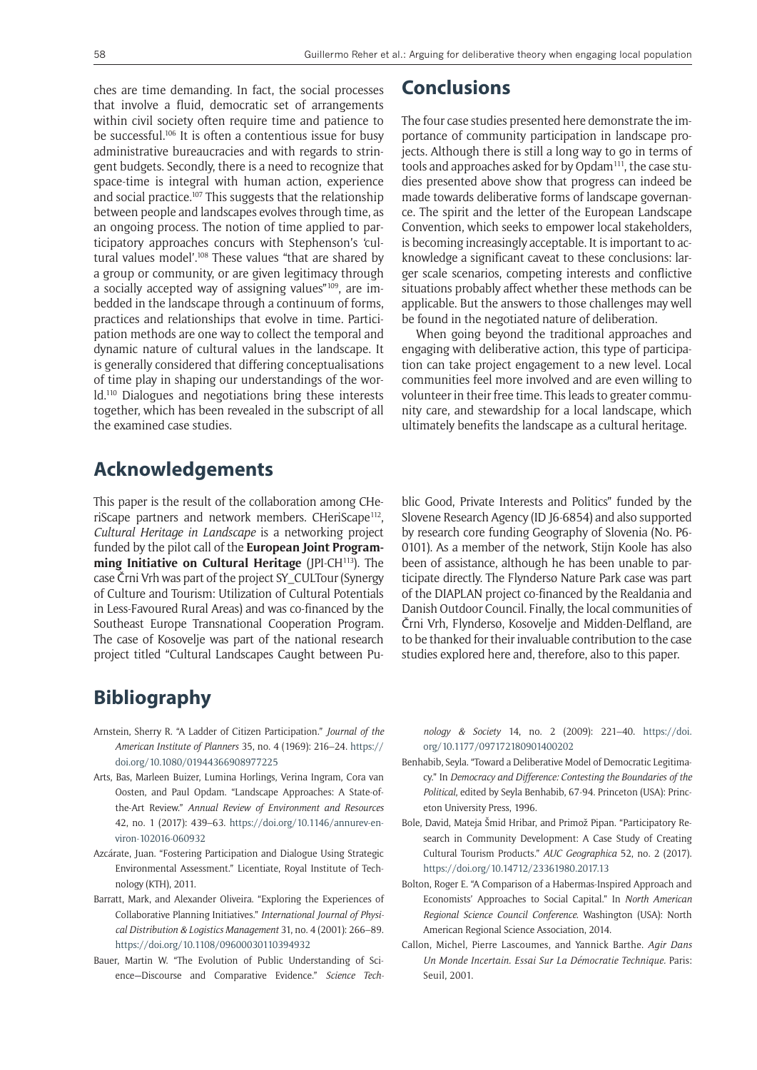ches are time demanding. In fact, the social processes that involve a fluid, democratic set of arrangements within civil society often require time and patience to be successful.[106] It is often a contentious issue for busy administrative bureaucracies and with regards to stringent budgets. Secondly, there is a need to recognize that space-time is integral with human action, experience and social practice.[107] This suggests that the relationship between people and landscapes evolves through time, as an ongoing process. The notion of time applied to participatory approaches concurs with Stephenson's 'cultural values model'.[108] These values "that are shared by a group or community, or are given legitimacy through a socially accepted way of assigning values"[109], are imbedded in the landscape through a continuum of forms, practices and relationships that evolve in time. Participation methods are one way to collect the temporal and dynamic nature of cultural values in the landscape. It is generally considered that differing conceptualisations of time play in shaping our understandings of the world.[110] Dialogues and negotiations bring these interests together, which has been revealed in the subscript of all the examined case studies.

## Conclusions

The four case studies presented here demonstrate the importance of community participation in landscape projects. Although there is still a long way to go in terms of tools and approaches asked for by Opdam[111], the case studies presented above show that progress can indeed be made towards deliberative forms of landscape governance. The spirit and the letter of the European Landscape Convention, which seeks to empower local stakeholders, is becoming increasingly acceptable. It is important to acknowledge a significant caveat to these conclusions: larger scale scenarios, competing interests and conflictive situations probably affect whether these methods can be applicable. But the answers to those challenges may well be found in the negotiated nature of deliberation.

When going beyond the traditional approaches and engaging with deliberative action, this type of participation can take project engagement to a new level. Local communities feel more involved and are even willing to volunteer in their free time. This leads to greater community care, and stewardship for a local landscape, which ultimately benefits the landscape as a cultural heritage.

## Acknowledgements

This paper is the result of the collaboration among CHeriScape partners and network members. CHeriScape[112], *Cultural Heritage in Landscape* is a networking project funded by the pilot call of the **European Joint Programming Initiative on Cultural Heritage** (JPI-CH[113]). The case Črni Vrh was part of the project SY_CULTour (Synergy of Culture and Tourism: Utilization of Cultural Potentials in Less-Favoured Rural Areas) and was co-financed by the Southeast Europe Transnational Cooperation Program. The case of Kosovelje was part of the national research project titled "Cultural Landscapes Caught between Public Good, Private Interests and Politics" funded by the Slovene Research Agency (ID J6-6854) and also supported by research core funding Geography of Slovenia (No. P6-0101). As a member of the network, Stijn Koole has also been of assistance, although he has been unable to participate directly. The Flynderso Nature Park case was part of the DIAPLAN project co-financed by the Realdania and Danish Outdoor Council. Finally, the local communities of Črni Vrh, Flynderso, Kosovelje and Midden-Delfland, are to be thanked for their invaluable contribution to the case studies explored here and, therefore, also to this paper.

## Bibliography

Arnstein, Sherry R. "A Ladder of Citizen Participation." *Journal of the American Institute of Planners* 35, no. 4 (1969): 216–24. https://doi.org/10.1080/01944366908977225

Arts, Bas, Marleen Buizer, Lumina Horlings, Verina Ingram, Cora van Oosten, and Paul Opdam. "Landscape Approaches: A State-of-the-Art Review." *Annual Review of Environment and Resources* 42, no. 1 (2017): 439–63. https://doi.org/10.1146/annurev-environ-102016-060932

Azcárate, Juan. "Fostering Participation and Dialogue Using Strategic Environmental Assessment." Licentiate, Royal Institute of Technology (KTH), 2011.

Barratt, Mark, and Alexander Oliveira. "Exploring the Experiences of Collaborative Planning Initiatives." *International Journal of Physical Distribution & Logistics Management* 31, no. 4 (2001): 266–89. https://doi.org/10.1108/09600030110394932

Bauer, Martin W. "The Evolution of Public Understanding of Science—Discourse and Comparative Evidence." *Science Technology & Society* 14, no. 2 (2009): 221–40. https://doi.org/10.1177/097172180901400202

Benhabib, Seyla. "Toward a Deliberative Model of Democratic Legitimacy." In *Democracy and Difference: Contesting the Boundaries of the Political*, edited by Seyla Benhabib, 67-94. Princeton (USA): Princeton University Press, 1996.

Bole, David, Mateja Šmid Hribar, and Primož Pipan. "Participatory Research in Community Development: A Case Study of Creating Cultural Tourism Products." *AUC Geographica* 52, no. 2 (2017). https://doi.org/10.14712/23361980.2017.13

Bolton, Roger E. "A Comparison of a Habermas-Inspired Approach and Economists' Approaches to Social Capital." In *North American Regional Science Council Conference*. Washington (USA): North American Regional Science Association, 2014.

Callon, Michel, Pierre Lascoumes, and Yannick Barthe. *Agir Dans Un Monde Incertain. Essai Sur La Démocratie Technique*. Paris: Seuil, 2001.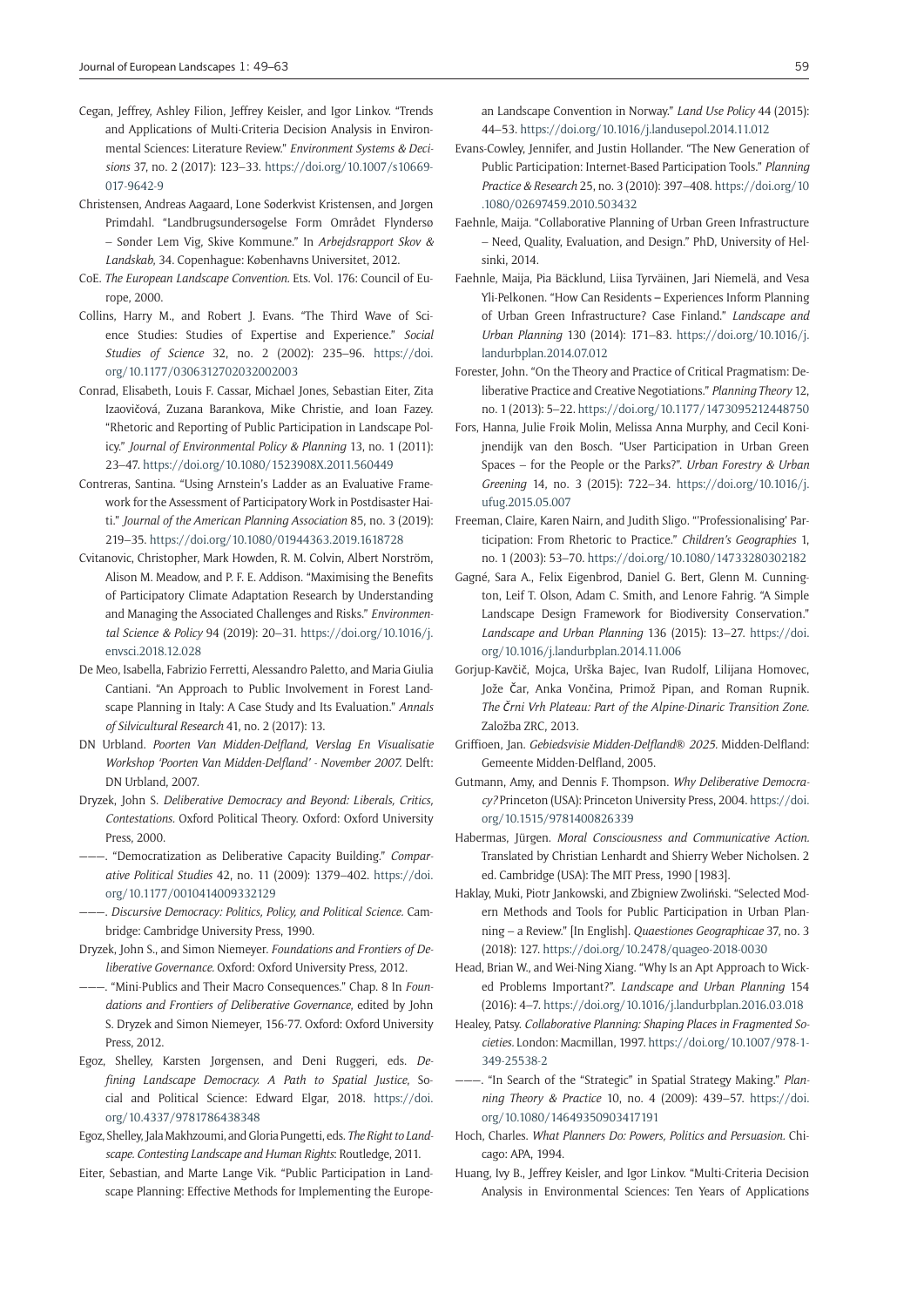Cegan, Jeffrey, Ashley Filion, Jeffrey Keisler, and Igor Linkov. "Trends and Applications of Multi-Criteria Decision Analysis in Environmental Sciences: Literature Review." *Environment Systems & Decisions* 37, no. 2 (2017): 123–33. https://doi.org/10.1007/s10669-017-9642-9

Christensen, Andreas Aagaard, Lone Søderkvist Kristensen, and Jørgen Primdahl. "Landbrugsundersøgelse Form Området Flyndersø – Sønder Lem Vig, Skive Kommune." In *Arbejdsrapport Skov & Landskab*, 34. Copenhague: Københavns Universitet, 2012.

CoE. *The European Landscape Convention*. Ets. Vol. 176: Council of Europe, 2000.

Collins, Harry M., and Robert J. Evans. "The Third Wave of Science Studies: Studies of Expertise and Experience." *Social Studies of Science* 32, no. 2 (2002): 235–96. https://doi.org/10.1177/0306312702032002003

Conrad, Elisabeth, Louis F. Cassar, Michael Jones, Sebastian Eiter, Zita Izaovičová, Zuzana Barankova, Mike Christie, and Ioan Fazey. "Rhetoric and Reporting of Public Participation in Landscape Policy." *Journal of Environmental Policy & Planning* 13, no. 1 (2011): 23–47. https://doi.org/10.1080/1523908X.2011.560449

Contreras, Santina. "Using Arnstein's Ladder as an Evaluative Framework for the Assessment of Participatory Work in Postdisaster Haiti." *Journal of the American Planning Association* 85, no. 3 (2019): 219–35. https://doi.org/10.1080/01944363.2019.1618728

Cvitanovic, Christopher, Mark Howden, R. M. Colvin, Albert Norström, Alison M. Meadow, and P. F. E. Addison. "Maximising the Benefits of Participatory Climate Adaptation Research by Understanding and Managing the Associated Challenges and Risks." *Environmental Science & Policy* 94 (2019): 20–31. https://doi.org/10.1016/j.envsci.2018.12.028

De Meo, Isabella, Fabrizio Ferretti, Alessandro Paletto, and Maria Giulia Cantiani. "An Approach to Public Involvement in Forest Landscape Planning in Italy: A Case Study and Its Evaluation." *Annals of Silvicultural Research* 41, no. 2 (2017): 13.

DN Urbland. *Poorten Van Midden-Delfland, Verslag En Visualisatie Workshop 'Poorten Van Midden-Delfland' - November 2007*. Delft: DN Urbland, 2007.

Dryzek, John S. *Deliberative Democracy and Beyond: Liberals, Critics, Contestations*. Oxford Political Theory. Oxford: Oxford University Press, 2000.

———. "Democratization as Deliberative Capacity Building." *Comparative Political Studies* 42, no. 11 (2009): 1379–402. https://doi.org/10.1177/0010414009332129

———. *Discursive Democracy: Politics, Policy, and Political Science*. Cambridge: Cambridge University Press, 1990.

Dryzek, John S., and Simon Niemeyer. *Foundations and Frontiers of Deliberative Governance*. Oxford: Oxford University Press, 2012.

———. "Mini-Publics and Their Macro Consequences." Chap. 8 In *Foundations and Frontiers of Deliberative Governance*, edited by John S. Dryzek and Simon Niemeyer, 156-77. Oxford: Oxford University Press, 2012.

Egoz, Shelley, Karsten Jørgensen, and Deni Ruggeri, eds. *Defining Landscape Democracy. A Path to Spatial Justice*, Social and Political Science: Edward Elgar, 2018. https://doi.org/10.4337/9781786438348

Egoz, Shelley, Jala Makhzoumi, and Gloria Pungetti, eds. *The Right to Landscape. Contesting Landscape and Human Rights*: Routledge, 2011.

Eiter, Sebastian, and Marte Lange Vik. "Public Participation in Landscape Planning: Effective Methods for Implementing the European Landscape Convention in Norway." *Land Use Policy* 44 (2015): 44–53. https://doi.org/10.1016/j.landusepol.2014.11.012

Evans-Cowley, Jennifer, and Justin Hollander. "The New Generation of Public Participation: Internet-Based Participation Tools." *Planning Practice & Research* 25, no. 3 (2010): 397–408. https://doi.org/10.1080/02697459.2010.503432

Faehnle, Maija. "Collaborative Planning of Urban Green Infrastructure – Need, Quality, Evaluation, and Design." PhD, University of Helsinki, 2014.

Faehnle, Maija, Pia Bäcklund, Liisa Tyrväinen, Jari Niemelä, and Vesa Yli-Pelkonen. "How Can Residents – Experiences Inform Planning of Urban Green Infrastructure? Case Finland." *Landscape and Urban Planning* 130 (2014): 171–83. https://doi.org/10.1016/j.landurbplan.2014.07.012

Forester, John. "On the Theory and Practice of Critical Pragmatism: Deliberative Practice and Creative Negotiations." *Planning Theory* 12, no. 1 (2013): 5–22. https://doi.org/10.1177/1473095212448750

Fors, Hanna, Julie Frøik Molin, Melissa Anna Murphy, and Cecil Konijnendijk van den Bosch. "User Participation in Urban Green Spaces – for the People or the Parks?". *Urban Forestry & Urban Greening* 14, no. 3 (2015): 722–34. https://doi.org/10.1016/j.ufug.2015.05.007

Freeman, Claire, Karen Nairn, and Judith Sligo. "'Professionalising' Participation: From Rhetoric to Practice." *Children's Geographies* 1, no. 1 (2003): 53–70. https://doi.org/10.1080/14733280302182

Gagné, Sara A., Felix Eigenbrod, Daniel G. Bert, Glenn M. Cunnington, Leif T. Olson, Adam C. Smith, and Lenore Fahrig. "A Simple Landscape Design Framework for Biodiversity Conservation." *Landscape and Urban Planning* 136 (2015): 13–27. https://doi.org/10.1016/j.landurbplan.2014.11.006

Gorjup-Kavčič, Mojca, Urška Bajec, Ivan Rudolf, Lilijana Homovec, Jože Čar, Anka Vončina, Primož Pipan, and Roman Rupnik. *The Črni Vrh Plateau: Part of the Alpine-Dinaric Transition Zone*. Založba ZRC, 2013.

Griffioen, Jan. *Gebiedsvisie Midden-Delfland® 2025*. Midden-Delfland: Gemeente Midden-Delfland, 2005.

Gutmann, Amy, and Dennis F. Thompson. *Why Deliberative Democracy?* Princeton (USA): Princeton University Press, 2004. https://doi.org/10.1515/9781400826339

Habermas, Jürgen. *Moral Consciousness and Communicative Action*. Translated by Christian Lenhardt and Shierry Weber Nicholsen. 2 ed. Cambridge (USA): The MIT Press, 1990 [1983].

Haklay, Muki, Piotr Jankowski, and Zbigniew Zwoliński. "Selected Modern Methods and Tools for Public Participation in Urban Planning – a Review." [In English]. *Quaestiones Geographicae* 37, no. 3 (2018): 127. https://doi.org/10.2478/quageo-2018-0030

Head, Brian W., and Wei-Ning Xiang. "Why Is an Apt Approach to Wicked Problems Important?". *Landscape and Urban Planning* 154 (2016): 4–7. https://doi.org/10.1016/j.landurbplan.2016.03.018

Healey, Patsy. *Collaborative Planning: Shaping Places in Fragmented Societies*. London: Macmillan, 1997. https://doi.org/10.1007/978-1-349-25538-2

———. "In Search of the "Strategic" in Spatial Strategy Making." *Planning Theory & Practice* 10, no. 4 (2009): 439–57. https://doi.org/10.1080/14649350903417191

Hoch, Charles. *What Planners Do: Powers, Politics and Persuasion*. Chicago: APA, 1994.

Huang, Ivy B., Jeffrey Keisler, and Igor Linkov. "Multi-Criteria Decision Analysis in Environmental Sciences: Ten Years of Applications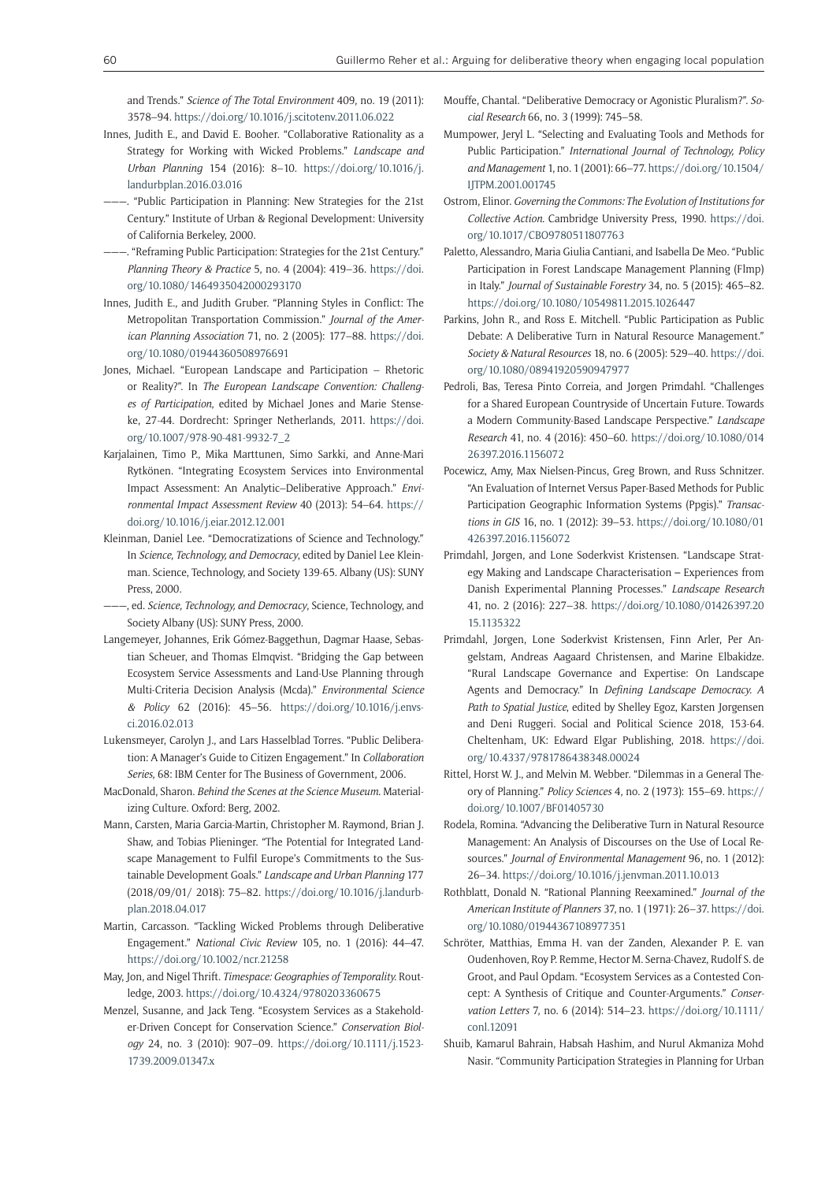and Trends." *Science of The Total Environment* 409, no. 19 (2011): 3578–94. https://doi.org/10.1016/j.scitotenv.2011.06.022

Innes, Judith E., and David E. Booher. "Collaborative Rationality as a Strategy for Working with Wicked Problems." *Landscape and Urban Planning* 154 (2016): 8–10. https://doi.org/10.1016/j.landurbplan.2016.03.016

———. "Public Participation in Planning: New Strategies for the 21st Century." Institute of Urban & Regional Development: University of California Berkeley, 2000.

———. "Reframing Public Participation: Strategies for the 21st Century." *Planning Theory & Practice* 5, no. 4 (2004): 419–36. https://doi.org/10.1080/1464935042000293170

Innes, Judith E., and Judith Gruber. "Planning Styles in Conflict: The Metropolitan Transportation Commission." *Journal of the American Planning Association* 71, no. 2 (2005): 177–88. https://doi.org/10.1080/01944360508976691

Jones, Michael. "European Landscape and Participation – Rhetoric or Reality?". In *The European Landscape Convention: Challenges of Participation*, edited by Michael Jones and Marie Stenseke, 27-44. Dordrecht: Springer Netherlands, 2011. https://doi.org/10.1007/978-90-481-9932-7_2

Karjalainen, Timo P., Mika Marttunen, Simo Sarkki, and Anne-Mari Rytkönen. "Integrating Ecosystem Services into Environmental Impact Assessment: An Analytic–Deliberative Approach." *Environmental Impact Assessment Review* 40 (2013): 54–64. https://doi.org/10.1016/j.eiar.2012.12.001

Kleinman, Daniel Lee. "Democratizations of Science and Technology." In *Science, Technology, and Democracy*, edited by Daniel Lee Kleinman. Science, Technology, and Society 139-65. Albany (US): SUNY Press, 2000.

———, ed. *Science, Technology, and Democracy*, Science, Technology, and Society Albany (US): SUNY Press, 2000.

Langemeyer, Johannes, Erik Gómez-Baggethun, Dagmar Haase, Sebastian Scheuer, and Thomas Elmqvist. "Bridging the Gap between Ecosystem Service Assessments and Land-Use Planning through Multi-Criteria Decision Analysis (Mcda)." *Environmental Science & Policy* 62 (2016): 45–56. https://doi.org/10.1016/j.envsci.2016.02.013

Lukensmeyer, Carolyn J., and Lars Hasselblad Torres. "Public Deliberation: A Manager's Guide to Citizen Engagement." In *Collaboration Series*, 68: IBM Center for The Business of Government, 2006.

MacDonald, Sharon. *Behind the Scenes at the Science Museum.* Materializing Culture. Oxford: Berg, 2002.

Mann, Carsten, Maria Garcia-Martin, Christopher M. Raymond, Brian J. Shaw, and Tobias Plieninger. "The Potential for Integrated Landscape Management to Fulfil Europe's Commitments to the Sustainable Development Goals." *Landscape and Urban Planning* 177 (2018/09/01/ 2018): 75–82. https://doi.org/10.1016/j.landurbplan.2018.04.017

Martin, Carcasson. "Tackling Wicked Problems through Deliberative Engagement." *National Civic Review* 105, no. 1 (2016): 44–47. https://doi.org/10.1002/ncr.21258

May, Jon, and Nigel Thrift. *Timespace: Geographies of Temporality.* Routledge, 2003. https://doi.org/10.4324/9780203360675

Menzel, Susanne, and Jack Teng. "Ecosystem Services as a Stakeholder-Driven Concept for Conservation Science." *Conservation Biology* 24, no. 3 (2010): 907–09. https://doi.org/10.1111/j.1523-1739.2009.01347.x

Mouffe, Chantal. "Deliberative Democracy or Agonistic Pluralism?". *Social Research* 66, no. 3 (1999): 745–58.

Mumpower, Jeryl L. "Selecting and Evaluating Tools and Methods for Public Participation." *International Journal of Technology, Policy and Management* 1, no. 1 (2001): 66–77. https://doi.org/10.1504/IJTPM.2001.001745

Ostrom, Elinor. *Governing the Commons: The Evolution of Institutions for Collective Action.* Cambridge University Press, 1990. https://doi.org/10.1017/CBO9780511807763

Paletto, Alessandro, Maria Giulia Cantiani, and Isabella De Meo. "Public Participation in Forest Landscape Management Planning (Flmp) in Italy." *Journal of Sustainable Forestry* 34, no. 5 (2015): 465–82. https://doi.org/10.1080/10549811.2015.1026447

Parkins, John R., and Ross E. Mitchell. "Public Participation as Public Debate: A Deliberative Turn in Natural Resource Management." *Society & Natural Resources* 18, no. 6 (2005): 529–40. https://doi.org/10.1080/08941920590947977

Pedroli, Bas, Teresa Pinto Correia, and Jørgen Primdahl. "Challenges for a Shared European Countryside of Uncertain Future. Towards a Modern Community-Based Landscape Perspective." *Landscape Research* 41, no. 4 (2016): 450–60. https://doi.org/10.1080/01426397.2016.1156072

Pocewicz, Amy, Max Nielsen-Pincus, Greg Brown, and Russ Schnitzer. "An Evaluation of Internet Versus Paper-Based Methods for Public Participation Geographic Information Systems (Ppgis)." *Transactions in GIS* 16, no. 1 (2012): 39–53. https://doi.org/10.1080/01426397.2016.1156072

Primdahl, Jørgen, and Lone Søderkvist Kristensen. "Landscape Strategy Making and Landscape Characterisation – Experiences from Danish Experimental Planning Processes." *Landscape Research* 41, no. 2 (2016): 227–38. https://doi.org/10.1080/01426397.2015.1135322

Primdahl, Jørgen, Lone Søderkvist Kristensen, Finn Arler, Per Angelstam, Andreas Aagaard Christensen, and Marine Elbakidze. "Rural Landscape Governance and Expertise: On Landscape Agents and Democracy." In *Defining Landscape Democracy. A Path to Spatial Justice*, edited by Shelley Egoz, Karsten Jørgensen and Deni Ruggeri. Social and Political Science 2018, 153-64. Cheltenham, UK: Edward Elgar Publishing, 2018. https://doi.org/10.4337/9781786438348.00024

Rittel, Horst W. J., and Melvin M. Webber. "Dilemmas in a General Theory of Planning." *Policy Sciences* 4, no. 2 (1973): 155–69. https://doi.org/10.1007/BF01405730

Rodela, Romina. "Advancing the Deliberative Turn in Natural Resource Management: An Analysis of Discourses on the Use of Local Resources." *Journal of Environmental Management* 96, no. 1 (2012): 26–34. https://doi.org/10.1016/j.jenvman.2011.10.013

Rothblatt, Donald N. "Rational Planning Reexamined." *Journal of the American Institute of Planners* 37, no. 1 (1971): 26–37. https://doi.org/10.1080/01944367108977351

Schröter, Matthias, Emma H. van der Zanden, Alexander P. E. van Oudenhoven, Roy P. Remme, Hector M. Serna-Chavez, Rudolf S. de Groot, and Paul Opdam. "Ecosystem Services as a Contested Concept: A Synthesis of Critique and Counter-Arguments." *Conservation Letters* 7, no. 6 (2014): 514–23. https://doi.org/10.1111/conl.12091

Shuib, Kamarul Bahrain, Habsah Hashim, and Nurul Akmaniza Mohd Nasir. "Community Participation Strategies in Planning for Urban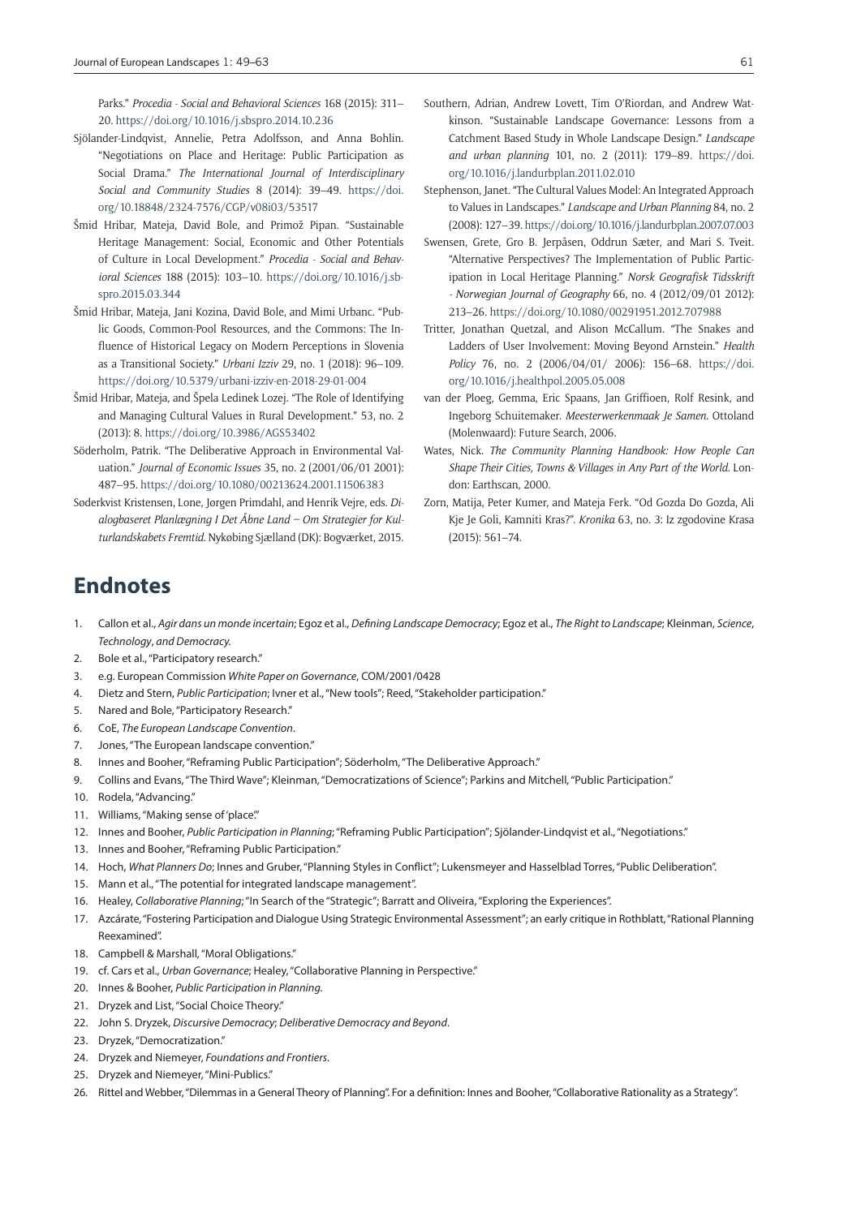Parks." *Procedia - Social and Behavioral Sciences* 168 (2015): 311–20. https://doi.org/10.1016/j.sbspro.2014.10.236

Sjölander-Lindqvist, Annelie, Petra Adolfsson, and Anna Bohlin. "Negotiations on Place and Heritage: Public Participation as Social Drama." *The International Journal of Interdisciplinary Social and Community Studies* 8 (2014): 39–49. https://doi.org/10.18848/2324-7576/CGP/v08i03/53517

Šmid Hribar, Mateja, David Bole, and Primož Pipan. "Sustainable Heritage Management: Social, Economic and Other Potentials of Culture in Local Development." *Procedia - Social and Behavioral Sciences* 188 (2015): 103–10. https://doi.org/10.1016/j.sbspro.2015.03.344

Šmid Hribar, Mateja, Jani Kozina, David Bole, and Mimi Urbanc. "Public Goods, Common-Pool Resources, and the Commons: The Influence of Historical Legacy on Modern Perceptions in Slovenia as a Transitional Society." *Urbani Izziv* 29, no. 1 (2018): 96–109. https://doi.org/10.5379/urbani-izziv-en-2018-29-01-004

Šmid Hribar, Mateja, and Špela Ledinek Lozej. "The Role of Identifying and Managing Cultural Values in Rural Development." 53, no. 2 (2013): 8. https://doi.org/10.3986/AGS53402

Söderholm, Patrik. "The Deliberative Approach in Environmental Valuation." *Journal of Economic Issues* 35, no. 2 (2001/06/01 2001): 487–95. https://doi.org/10.1080/00213624.2001.11506383

Søderkvist Kristensen, Lone, Jorgen Primdahl, and Henrik Vejre, eds. *Dialogbaseret Planlægning I Det Åbne Land – Om Strategier for Kulturlandskabets Fremtid.* Nykøbing Sjælland (DK): Bogværket, 2015.

Southern, Adrian, Andrew Lovett, Tim O'Riordan, and Andrew Watkinson. "Sustainable Landscape Governance: Lessons from a Catchment Based Study in Whole Landscape Design." *Landscape and urban planning* 101, no. 2 (2011): 179–89. https://doi.org/10.1016/j.landurbplan.2011.02.010

Stephenson, Janet. "The Cultural Values Model: An Integrated Approach to Values in Landscapes." *Landscape and Urban Planning* 84, no. 2 (2008): 127–39. https://doi.org/10.1016/j.landurbplan.2007.07.003

Swensen, Grete, Gro B. Jerpåsen, Oddrun Sæter, and Mari S. Tveit. "Alternative Perspectives? The Implementation of Public Participation in Local Heritage Planning." *Norsk Geografisk Tidsskrift - Norwegian Journal of Geography* 66, no. 4 (2012/09/01 2012): 213–26. https://doi.org/10.1080/00291951.2012.707988

Tritter, Jonathan Quetzal, and Alison McCallum. "The Snakes and Ladders of User Involvement: Moving Beyond Arnstein." *Health Policy* 76, no. 2 (2006/04/01/ 2006): 156–68. https://doi.org/10.1016/j.healthpol.2005.05.008

van der Ploeg, Gemma, Eric Spaans, Jan Griffioen, Rolf Resink, and Ingeborg Schuitemaker. *Meesterwerkenmaak Je Samen.* Ottoland (Molenwaard): Future Search, 2006.

Wates, Nick. *The Community Planning Handbook: How People Can Shape Their Cities, Towns & Villages in Any Part of the World.* London: Earthscan, 2000.

Zorn, Matija, Peter Kumer, and Mateja Ferk. "Od Gozda Do Gozda, Ali Kje Je Goli, Kamniti Kras?". *Kronika* 63, no. 3: Iz zgodovine Krasa (2015): 561–74.

# Endnotes

1. Callon et al., *Agir dans un monde incertain*; Egoz et al., *Defining Landscape Democracy*; Egoz et al., *The Right to Landscape*; Kleinman, *Science, Technology, and Democracy.*
2. Bole et al., "Participatory research."
3. e.g. European Commission *White Paper on Governance*, COM/2001/0428
4. Dietz and Stern, *Public Participation*; Ivner et al., "New tools"; Reed, "Stakeholder participation."
5. Nared and Bole, "Participatory Research."
6. CoE, *The European Landscape Convention*.
7. Jones, "The European landscape convention."
8. Innes and Booher, "Reframing Public Participation"; Söderholm, "The Deliberative Approach."
9. Collins and Evans, "The Third Wave"; Kleinman, "Democratizations of Science"; Parkins and Mitchell, "Public Participation."
10. Rodela, "Advancing."
11. Williams, "Making sense of 'place'."
12. Innes and Booher, *Public Participation in Planning*; "Reframing Public Participation"; Sjölander-Lindqvist et al., "Negotiations."
13. Innes and Booher, "Reframing Public Participation."
14. Hoch, *What Planners Do*; Innes and Gruber, "Planning Styles in Conflict"; Lukensmeyer and Hasselblad Torres, "Public Deliberation".
15. Mann et al., "The potential for integrated landscape management".
16. Healey, *Collaborative Planning*; "In Search of the "Strategic"; Barratt and Oliveira, "Exploring the Experiences".
17. Azcárate, "Fostering Participation and Dialogue Using Strategic Environmental Assessment"; an early critique in Rothblatt, "Rational Planning Reexamined".
18. Campbell & Marshall, "Moral Obligations."
19. cf. Cars et al., *Urban Governance*; Healey, "Collaborative Planning in Perspective."
20. Innes & Booher, *Public Participation in Planning.*
21. Dryzek and List, "Social Choice Theory."
22. John S. Dryzek, *Discursive Democracy*; *Deliberative Democracy and Beyond*.
23. Dryzek, "Democratization."
24. Dryzek and Niemeyer, *Foundations and Frontiers*.
25. Dryzek and Niemeyer, "Mini-Publics."
26. Rittel and Webber, "Dilemmas in a General Theory of Planning". For a definition: Innes and Booher, "Collaborative Rationality as a Strategy".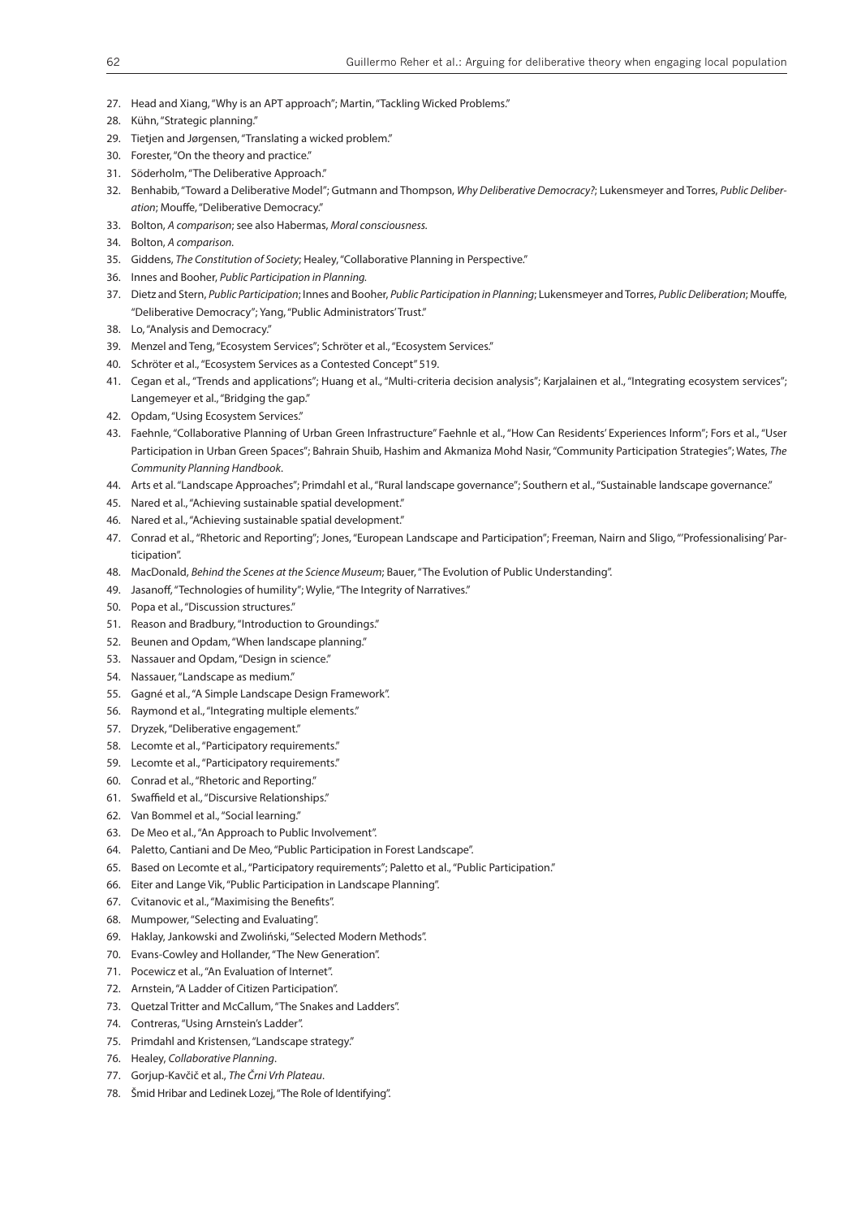27. Head and Xiang, "Why is an APT approach"; Martin, "Tackling Wicked Problems."
28. Kühn, "Strategic planning."
29. Tietjen and Jørgensen, "Translating a wicked problem."
30. Forester, "On the theory and practice."
31. Söderholm, "The Deliberative Approach."
32. Benhabib, "Toward a Deliberative Model"; Gutmann and Thompson, *Why Deliberative Democracy?*; Lukensmeyer and Torres, *Public Deliberation*; Mouffe, "Deliberative Democracy."
33. Bolton, *A comparison*; see also Habermas, *Moral consciousness.*
34. Bolton, *A comparison*.
35. Giddens, *The Constitution of Society*; Healey, "Collaborative Planning in Perspective."
36. Innes and Booher, *Public Participation in Planning.*
37. Dietz and Stern, *Public Participation*; Innes and Booher, *Public Participation in Planning*; Lukensmeyer and Torres, *Public Deliberation*; Mouffe, "Deliberative Democracy"; Yang, "Public Administrators' Trust."
38. Lo, "Analysis and Democracy."
39. Menzel and Teng, "Ecosystem Services"; Schröter et al., "Ecosystem Services."
40. Schröter et al., "Ecosystem Services as a Contested Concept" 519.
41. Cegan et al., "Trends and applications"; Huang et al., "Multi-criteria decision analysis"; Karjalainen et al., "Integrating ecosystem services"; Langemeyer et al., "Bridging the gap."
42. Opdam, "Using Ecosystem Services."
43. Faehnle, "Collaborative Planning of Urban Green Infrastructure" Faehnle et al., "How Can Residents' Experiences Inform"; Fors et al., "User Participation in Urban Green Spaces"; Bahrain Shuib, Hashim and Akmaniza Mohd Nasir, "Community Participation Strategies"; Wates, *The Community Planning Handbook*.
44. Arts et al. "Landscape Approaches"; Primdahl et al., "Rural landscape governance"; Southern et al., "Sustainable landscape governance."
45. Nared et al., "Achieving sustainable spatial development."
46. Nared et al., "Achieving sustainable spatial development."
47. Conrad et al., "Rhetoric and Reporting"; Jones, "European Landscape and Participation"; Freeman, Nairn and Sligo, "'Professionalising' Participation".
48. MacDonald, *Behind the Scenes at the Science Museum*; Bauer, "The Evolution of Public Understanding".
49. Jasanoff, "Technologies of humility"; Wylie, "The Integrity of Narratives."
50. Popa et al., "Discussion structures."
51. Reason and Bradbury, "Introduction to Groundings."
52. Beunen and Opdam, "When landscape planning."
53. Nassauer and Opdam, "Design in science."
54. Nassauer, "Landscape as medium."
55. Gagné et al., "A Simple Landscape Design Framework".
56. Raymond et al., "Integrating multiple elements."
57. Dryzek, "Deliberative engagement."
58. Lecomte et al., "Participatory requirements."
59. Lecomte et al., "Participatory requirements."
60. Conrad et al., "Rhetoric and Reporting."
61. Swaffield et al., "Discursive Relationships."
62. Van Bommel et al., "Social learning."
63. De Meo et al., "An Approach to Public Involvement".
64. Paletto, Cantiani and De Meo, "Public Participation in Forest Landscape".
65. Based on Lecomte et al., "Participatory requirements"; Paletto et al., "Public Participation."
66. Eiter and Lange Vik, "Public Participation in Landscape Planning".
67. Cvitanovic et al., "Maximising the Benefits".
68. Mumpower, "Selecting and Evaluating".
69. Haklay, Jankowski and Zwoliński, "Selected Modern Methods".
70. Evans-Cowley and Hollander, "The New Generation".
71. Pocewicz et al., "An Evaluation of Internet".
72. Arnstein, "A Ladder of Citizen Participation".
73. Quetzal Tritter and McCallum, "The Snakes and Ladders".
74. Contreras, "Using Arnstein's Ladder".
75. Primdahl and Kristensen, "Landscape strategy."
76. Healey, *Collaborative Planning*.
77. Gorjup-Kavčič et al., *The Črni Vrh Plateau*.
78. Šmid Hribar and Ledinek Lozej, "The Role of Identifying".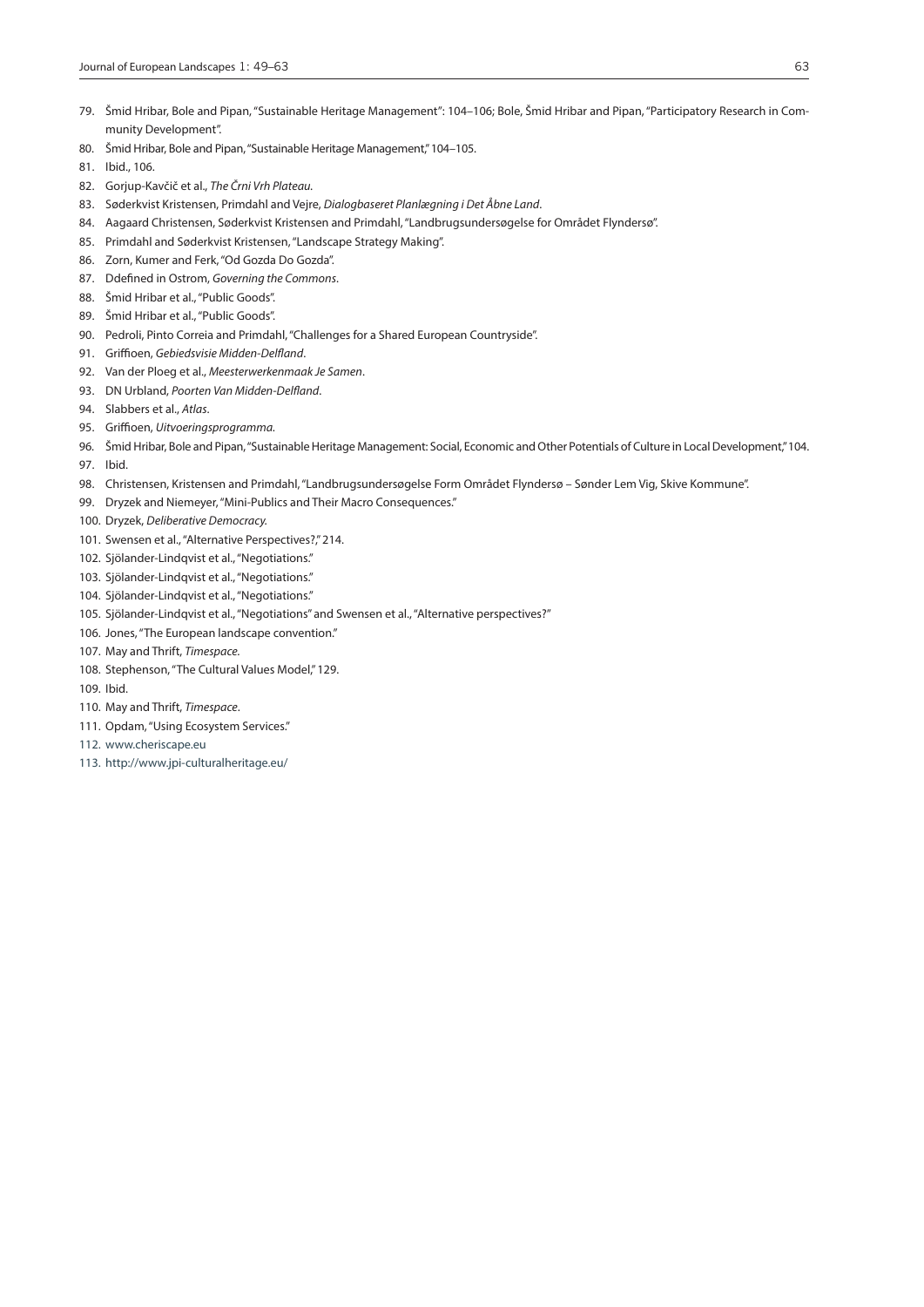79. Šmid Hribar, Bole and Pipan, "Sustainable Heritage Management": 104–106; Bole, Šmid Hribar and Pipan, "Participatory Research in Community Development".
80. Šmid Hribar, Bole and Pipan, "Sustainable Heritage Management," 104–105.
81. Ibid., 106.
82. Gorjup-Kavčič et al., *The Črni Vrh Plateau.*
83. Søderkvist Kristensen, Primdahl and Vejre, *Dialogbaseret Planlægning i Det Åbne Land*.
84. Aagaard Christensen, Søderkvist Kristensen and Primdahl, "Landbrugsundersøgelse for Området Flyndersø".
85. Primdahl and Søderkvist Kristensen, "Landscape Strategy Making".
86. Zorn, Kumer and Ferk, "Od Gozda Do Gozda".
87. Ddefined in Ostrom, *Governing the Commons*.
88. Šmid Hribar et al., "Public Goods".
89. Šmid Hribar et al., "Public Goods".
90. Pedroli, Pinto Correia and Primdahl, "Challenges for a Shared European Countryside".
91. Griffioen, *Gebiedsvisie Midden-Delfland*.
92. Van der Ploeg et al., *Meesterwerkenmaak Je Samen*.
93. DN Urbland, *Poorten Van Midden-Delfland*.
94. Slabbers et al., *Atlas*.
95. Griffioen, *Uitvoeringsprogramma.*
96. Šmid Hribar, Bole and Pipan, "Sustainable Heritage Management: Social, Economic and Other Potentials of Culture in Local Development," 104.
97. Ibid.
98. Christensen, Kristensen and Primdahl, "Landbrugsundersøgelse Form Området Flyndersø – Sønder Lem Vig, Skive Kommune".
99. Dryzek and Niemeyer, "Mini-Publics and Their Macro Consequences."
100. Dryzek, *Deliberative Democracy.*
101. Swensen et al., "Alternative Perspectives?," 214.
102. Sjölander-Lindqvist et al., "Negotiations."
103. Sjölander-Lindqvist et al., "Negotiations."
104. Sjölander-Lindqvist et al., "Negotiations."
105. Sjölander-Lindqvist et al., "Negotiations" and Swensen et al., "Alternative perspectives?"
106. Jones, "The European landscape convention."
107. May and Thrift, *Timespace.*
108. Stephenson, "The Cultural Values Model," 129.
109. Ibid.
110. May and Thrift, *Timespace*.
111. Opdam, "Using Ecosystem Services."
112. www.cheriscape.eu
113. http://www.jpi-culturalheritage.eu/